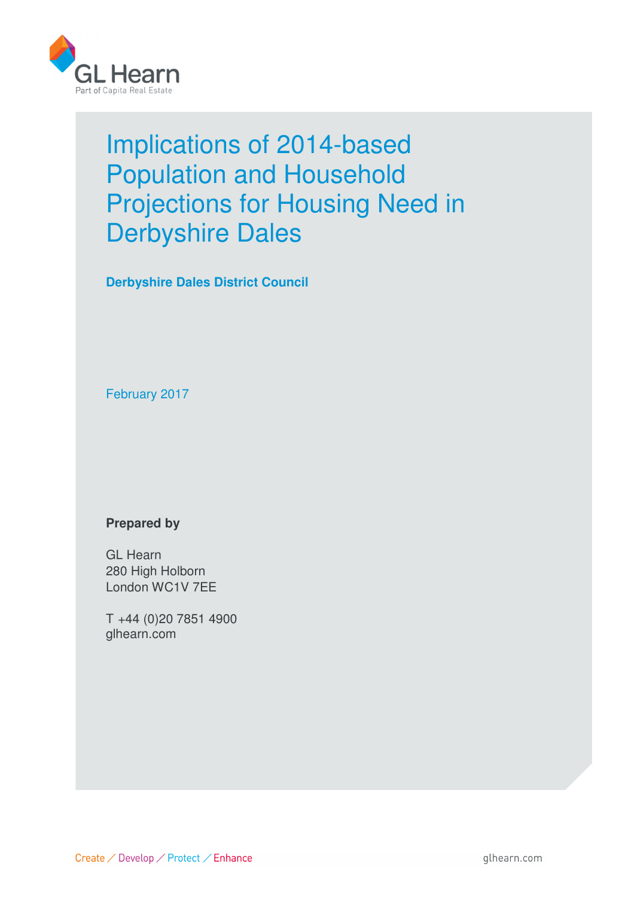GL Hearn
Part of Capita Real Estate

# Implications of 2014-based Population and Household Projections for Housing Need in Derbyshire Dales

**Derbyshire Dales District Council**

February 2017

**Prepared by**

GL Hearn
280 High Holborn
London WC1V 7EE

T +44 (0)20 7851 4900
glhearn.com

Create / Develop / Protect / Enhance

glhearn.com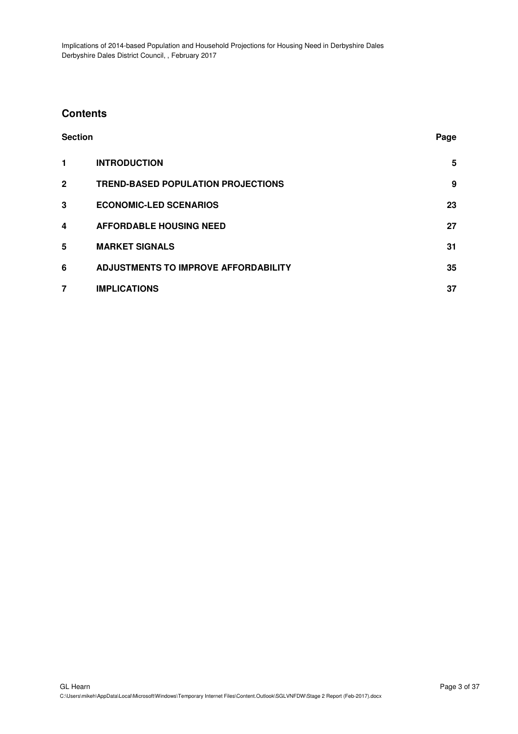## Contents

| Section | | Page |
|---|---|---|
| 1 | **INTRODUCTION** | 5 |
| 2 | **TREND-BASED POPULATION PROJECTIONS** | 9 |
| 3 | **ECONOMIC-LED SCENARIOS** | 23 |
| 4 | **AFFORDABLE HOUSING NEED** | 27 |
| 5 | **MARKET SIGNALS** | 31 |
| 6 | **ADJUSTMENTS TO IMPROVE AFFORDABILITY** | 35 |
| 7 | **IMPLICATIONS** | 37 |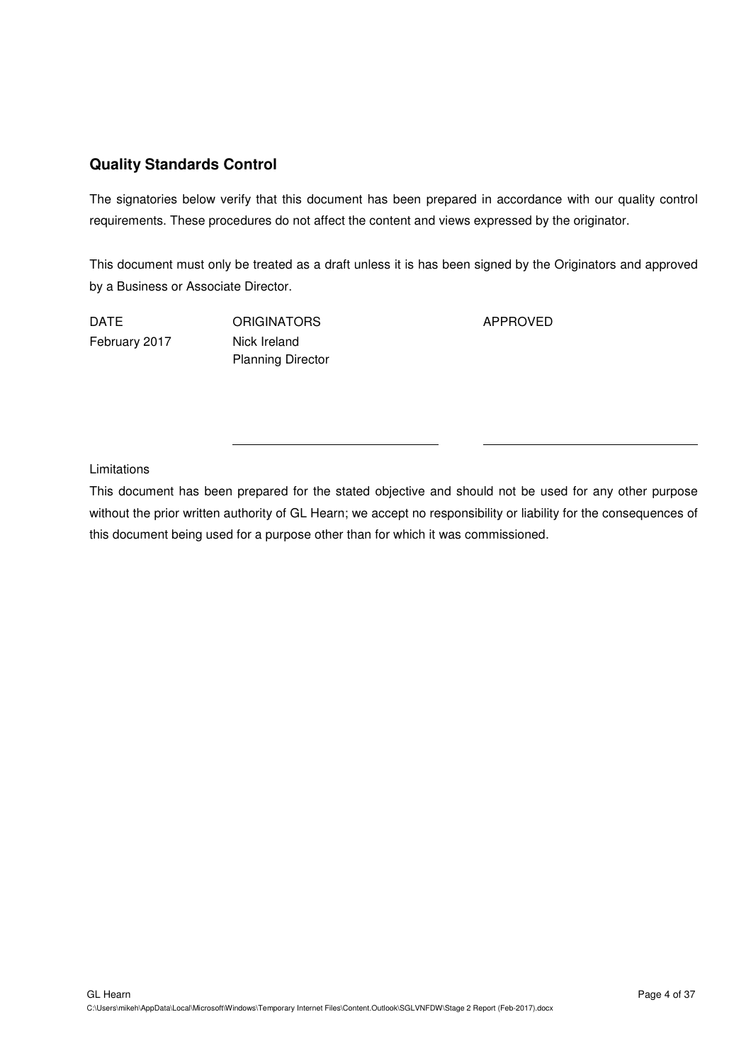## Quality Standards Control

The signatories below verify that this document has been prepared in accordance with our quality control requirements. These procedures do not affect the content and views expressed by the originator.

This document must only be treated as a draft unless it is has been signed by the Originators and approved by a Business or Associate Director.

| DATE | ORIGINATORS | APPROVED |
| --- | --- | --- |
| February 2017 | Nick Ireland<br>Planning Director | |

Limitations

This document has been prepared for the stated objective and should not be used for any other purpose without the prior written authority of GL Hearn; we accept no responsibility or liability for the consequences of this document being used for a purpose other than for which it was commissioned.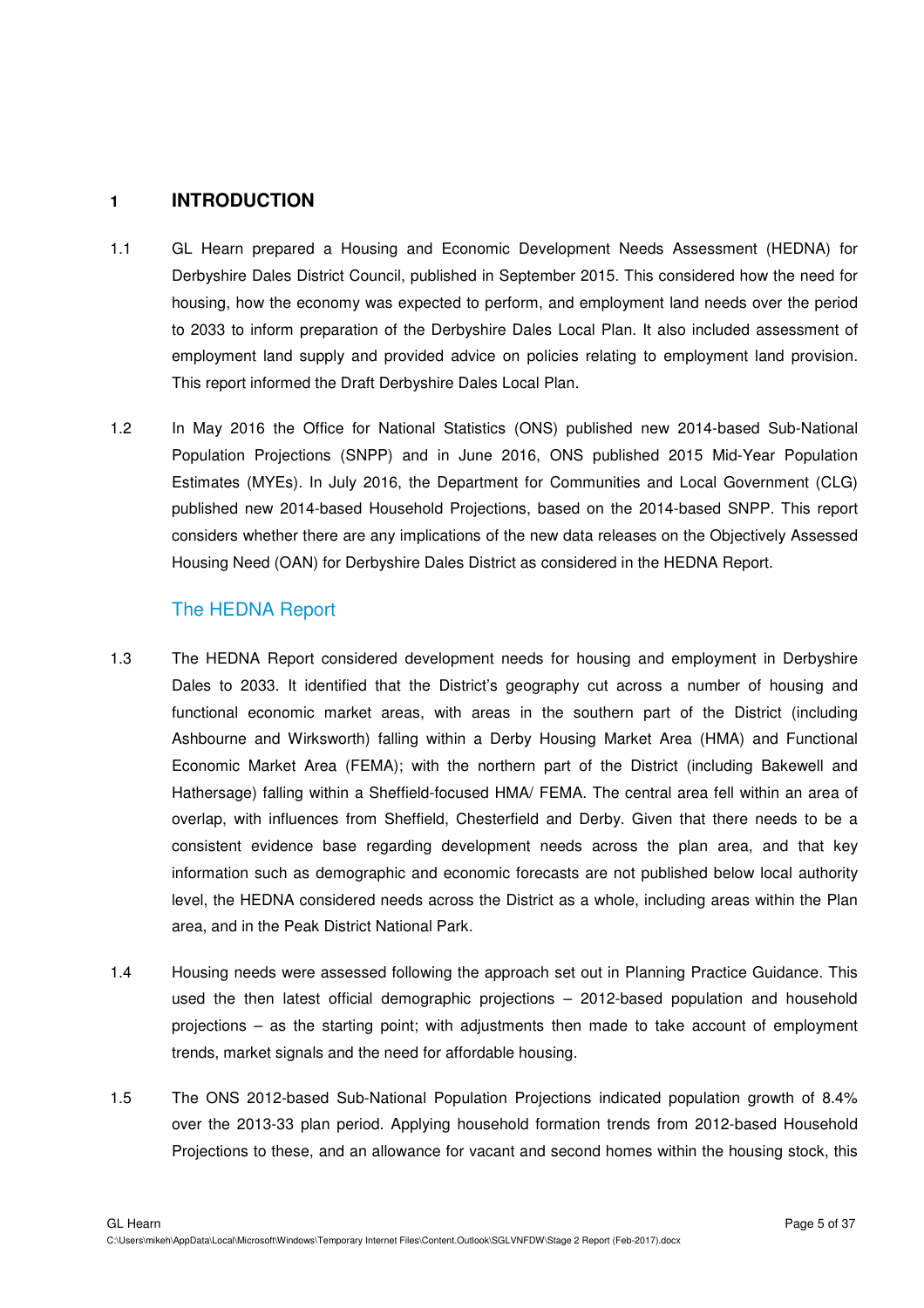# 1 INTRODUCTION

1.1 GL Hearn prepared a Housing and Economic Development Needs Assessment (HEDNA) for Derbyshire Dales District Council, published in September 2015. This considered how the need for housing, how the economy was expected to perform, and employment land needs over the period to 2033 to inform preparation of the Derbyshire Dales Local Plan. It also included assessment of employment land supply and provided advice on policies relating to employment land provision. This report informed the Draft Derbyshire Dales Local Plan.

1.2 In May 2016 the Office for National Statistics (ONS) published new 2014-based Sub-National Population Projections (SNPP) and in June 2016, ONS published 2015 Mid-Year Population Estimates (MYEs). In July 2016, the Department for Communities and Local Government (CLG) published new 2014-based Household Projections, based on the 2014-based SNPP. This report considers whether there are any implications of the new data releases on the Objectively Assessed Housing Need (OAN) for Derbyshire Dales District as considered in the HEDNA Report.

## The HEDNA Report

1.3 The HEDNA Report considered development needs for housing and employment in Derbyshire Dales to 2033. It identified that the District's geography cut across a number of housing and functional economic market areas, with areas in the southern part of the District (including Ashbourne and Wirksworth) falling within a Derby Housing Market Area (HMA) and Functional Economic Market Area (FEMA); with the northern part of the District (including Bakewell and Hathersage) falling within a Sheffield-focused HMA/ FEMA. The central area fell within an area of overlap, with influences from Sheffield, Chesterfield and Derby. Given that there needs to be a consistent evidence base regarding development needs across the plan area, and that key information such as demographic and economic forecasts are not published below local authority level, the HEDNA considered needs across the District as a whole, including areas within the Plan area, and in the Peak District National Park.

1.4 Housing needs were assessed following the approach set out in Planning Practice Guidance. This used the then latest official demographic projections – 2012-based population and household projections – as the starting point; with adjustments then made to take account of employment trends, market signals and the need for affordable housing.

1.5 The ONS 2012-based Sub-National Population Projections indicated population growth of 8.4% over the 2013-33 plan period. Applying household formation trends from 2012-based Household Projections to these, and an allowance for vacant and second homes within the housing stock, this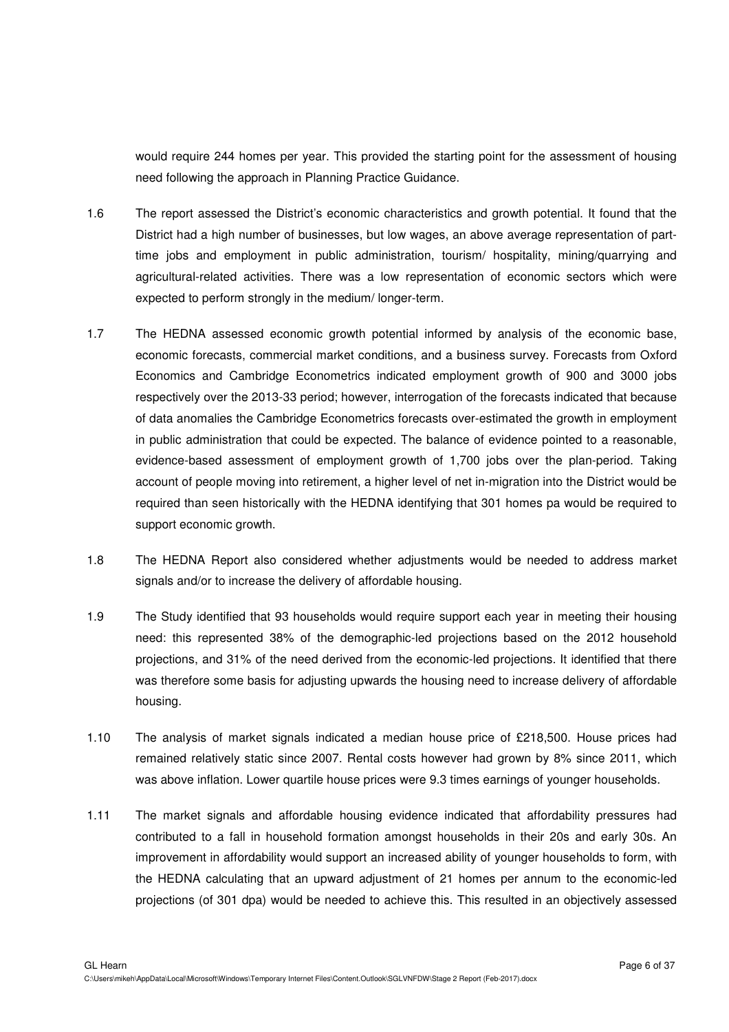would require 244 homes per year. This provided the starting point for the assessment of housing need following the approach in Planning Practice Guidance.

1.6 The report assessed the District's economic characteristics and growth potential. It found that the District had a high number of businesses, but low wages, an above average representation of part-time jobs and employment in public administration, tourism/ hospitality, mining/quarrying and agricultural-related activities. There was a low representation of economic sectors which were expected to perform strongly in the medium/ longer-term.

1.7 The HEDNA assessed economic growth potential informed by analysis of the economic base, economic forecasts, commercial market conditions, and a business survey. Forecasts from Oxford Economics and Cambridge Econometrics indicated employment growth of 900 and 3000 jobs respectively over the 2013-33 period; however, interrogation of the forecasts indicated that because of data anomalies the Cambridge Econometrics forecasts over-estimated the growth in employment in public administration that could be expected. The balance of evidence pointed to a reasonable, evidence-based assessment of employment growth of 1,700 jobs over the plan-period. Taking account of people moving into retirement, a higher level of net in-migration into the District would be required than seen historically with the HEDNA identifying that 301 homes pa would be required to support economic growth.

1.8 The HEDNA Report also considered whether adjustments would be needed to address market signals and/or to increase the delivery of affordable housing.

1.9 The Study identified that 93 households would require support each year in meeting their housing need: this represented 38% of the demographic-led projections based on the 2012 household projections, and 31% of the need derived from the economic-led projections. It identified that there was therefore some basis for adjusting upwards the housing need to increase delivery of affordable housing.

1.10 The analysis of market signals indicated a median house price of £218,500. House prices had remained relatively static since 2007. Rental costs however had grown by 8% since 2011, which was above inflation. Lower quartile house prices were 9.3 times earnings of younger households.

1.11 The market signals and affordable housing evidence indicated that affordability pressures had contributed to a fall in household formation amongst households in their 20s and early 30s. An improvement in affordability would support an increased ability of younger households to form, with the HEDNA calculating that an upward adjustment of 21 homes per annum to the economic-led projections (of 301 dpa) would be needed to achieve this. This resulted in an objectively assessed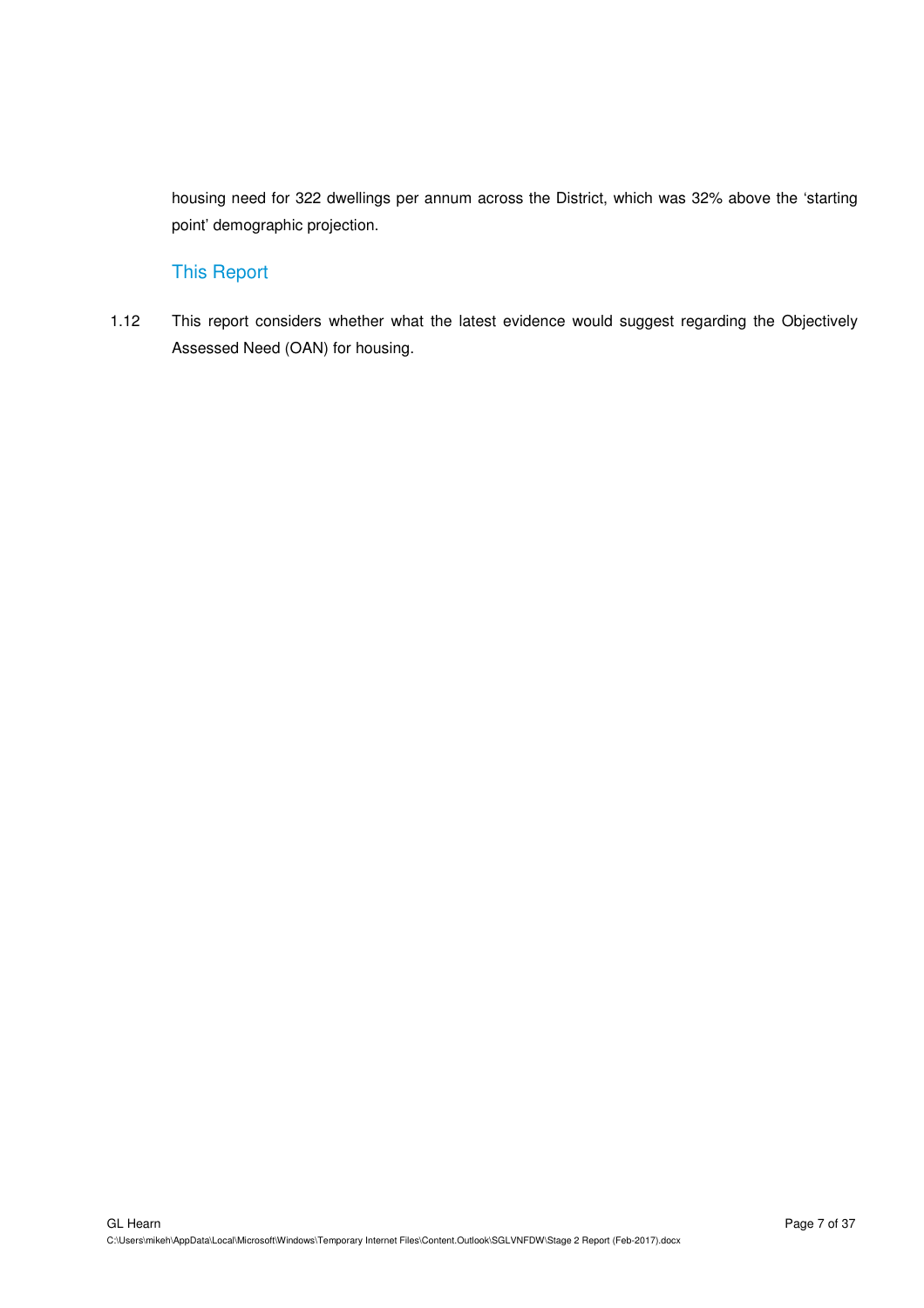housing need for 322 dwellings per annum across the District, which was 32% above the 'starting point' demographic projection.

## This Report

1.12 This report considers whether what the latest evidence would suggest regarding the Objectively Assessed Need (OAN) for housing.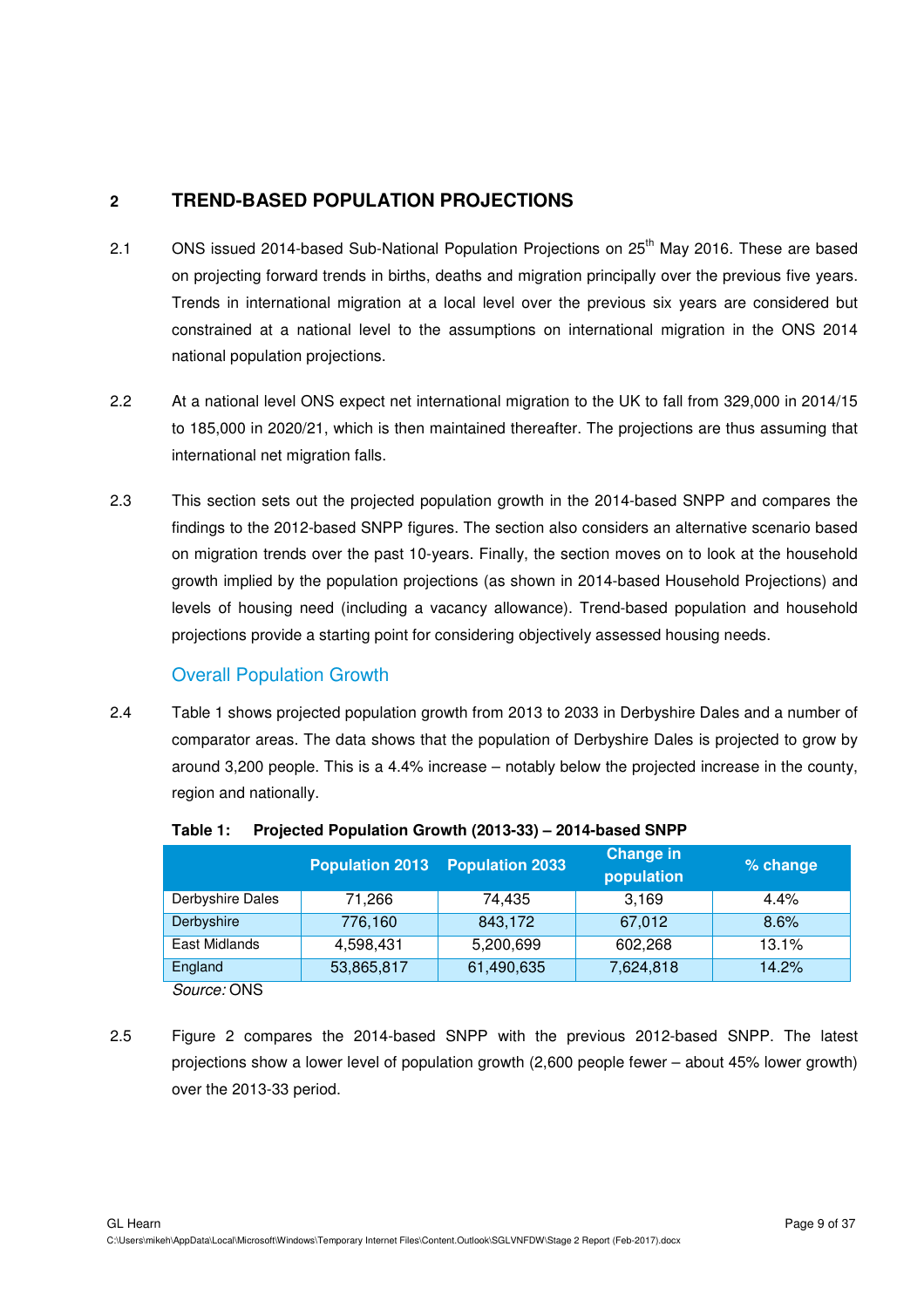## 2 TREND-BASED POPULATION PROJECTIONS

2.1 ONS issued 2014-based Sub-National Population Projections on 25th May 2016. These are based on projecting forward trends in births, deaths and migration principally over the previous five years. Trends in international migration at a local level over the previous six years are considered but constrained at a national level to the assumptions on international migration in the ONS 2014 national population projections.

2.2 At a national level ONS expect net international migration to the UK to fall from 329,000 in 2014/15 to 185,000 in 2020/21, which is then maintained thereafter. The projections are thus assuming that international net migration falls.

2.3 This section sets out the projected population growth in the 2014-based SNPP and compares the findings to the 2012-based SNPP figures. The section also considers an alternative scenario based on migration trends over the past 10-years. Finally, the section moves on to look at the household growth implied by the population projections (as shown in 2014-based Household Projections) and levels of housing need (including a vacancy allowance). Trend-based population and household projections provide a starting point for considering objectively assessed housing needs.

### Overall Population Growth

2.4 Table 1 shows projected population growth from 2013 to 2033 in Derbyshire Dales and a number of comparator areas. The data shows that the population of Derbyshire Dales is projected to grow by around 3,200 people. This is a 4.4% increase – notably below the projected increase in the county, region and nationally.

**Table 1: Projected Population Growth (2013-33) – 2014-based SNPP**

| | Population 2013 | Population 2033 | Change in population | % change |
|---|---|---|---|---|
| Derbyshire Dales | 71,266 | 74,435 | 3,169 | 4.4% |
| Derbyshire | 776,160 | 843,172 | 67,012 | 8.6% |
| East Midlands | 4,598,431 | 5,200,699 | 602,268 | 13.1% |
| England | 53,865,817 | 61,490,635 | 7,624,818 | 14.2% |

*Source:* ONS

2.5 Figure 2 compares the 2014-based SNPP with the previous 2012-based SNPP. The latest projections show a lower level of population growth (2,600 people fewer – about 45% lower growth) over the 2013-33 period.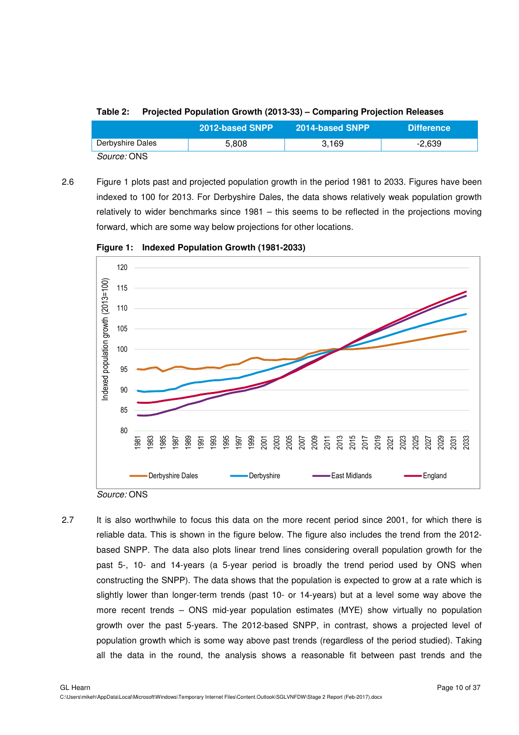**Table 2: Projected Population Growth (2013-33) – Comparing Projection Releases**

| | 2012-based SNPP | 2014-based SNPP | Difference |
|---|---|---|---|
| Derbyshire Dales | 5,808 | 3,169 | -2,639 |

*Source:* ONS

2.6 Figure 1 plots past and projected population growth in the period 1981 to 2033. Figures have been indexed to 100 for 2013. For Derbyshire Dales, the data shows relatively weak population growth relatively to wider benchmarks since 1981 – this seems to be reflected in the projections moving forward, which are some way below projections for other locations.

**Figure 1: Indexed Population Growth (1981-2033)**

*Source:* ONS

2.7 It is also worthwhile to focus this data on the more recent period since 2001, for which there is reliable data. This is shown in the figure below. The figure also includes the trend from the 2012-based SNPP. The data also plots linear trend lines considering overall population growth for the past 5-, 10- and 14-years (a 5-year period is broadly the trend period used by ONS when constructing the SNPP). The data shows that the population is expected to grow at a rate which is slightly lower than longer-term trends (past 10- or 14-years) but at a level some way above the more recent trends – ONS mid-year population estimates (MYE) show virtually no population growth over the past 5-years. The 2012-based SNPP, in contrast, shows a projected level of population growth which is some way above past trends (regardless of the period studied). Taking all the data in the round, the analysis shows a reasonable fit between past trends and the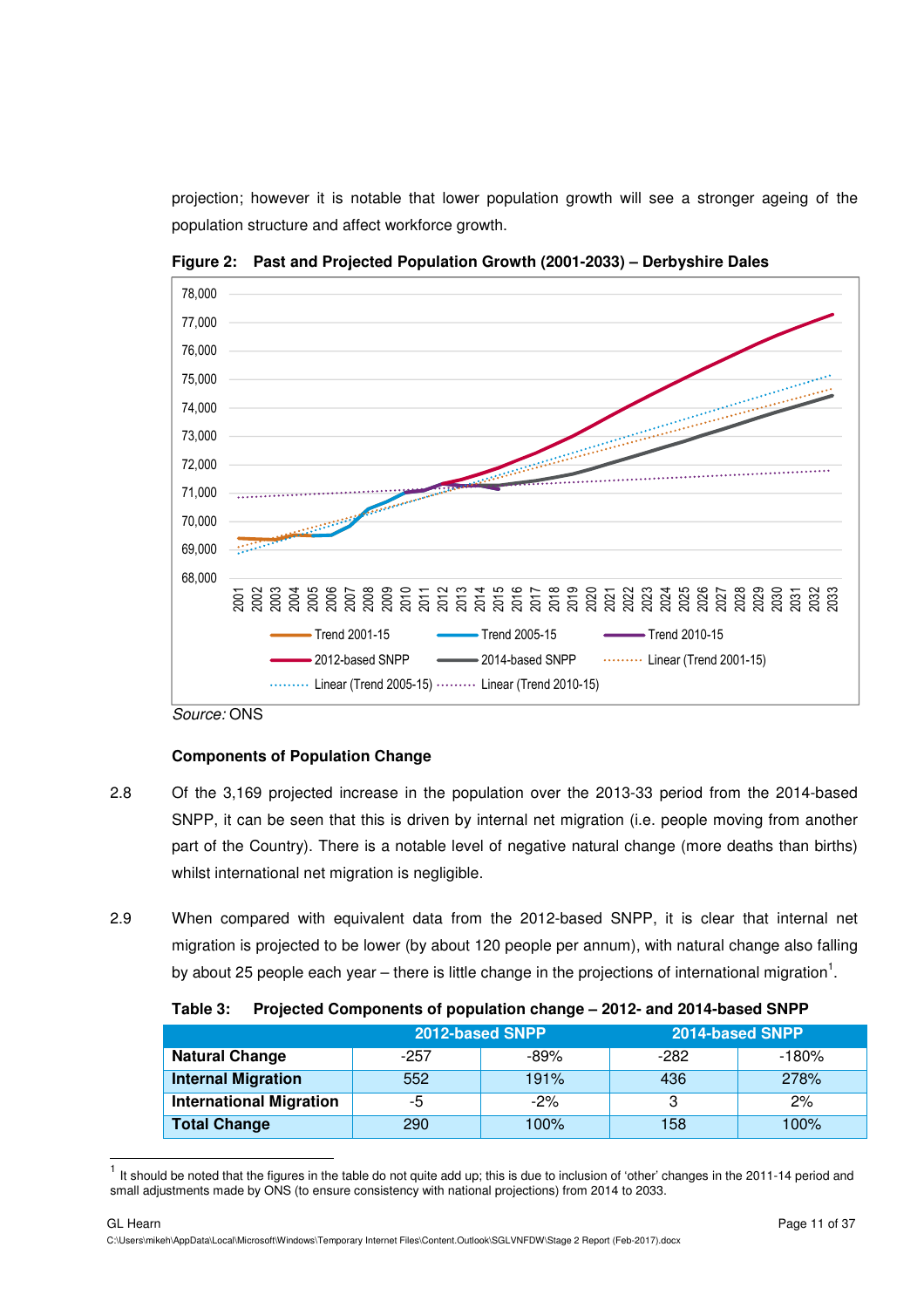projection; however it is notable that lower population growth will see a stronger ageing of the population structure and affect workforce growth.

**Figure 2: Past and Projected Population Growth (2001-2033) – Derbyshire Dales**

*Source:* ONS

**Components of Population Change**

2.8 Of the 3,169 projected increase in the population over the 2013-33 period from the 2014-based SNPP, it can be seen that this is driven by internal net migration (i.e. people moving from another part of the Country). There is a notable level of negative natural change (more deaths than births) whilst international net migration is negligible.

2.9 When compared with equivalent data from the 2012-based SNPP, it is clear that internal net migration is projected to be lower (by about 120 people per annum), with natural change also falling by about 25 people each year – there is little change in the projections of international migration[1].

**Table 3: Projected Components of population change – 2012- and 2014-based SNPP**

| | 2012-based SNPP | | 2014-based SNPP | |
|---|---|---|---|---|
| **Natural Change** | -257 | -89% | -282 | -180% |
| **Internal Migration** | 552 | 191% | 436 | 278% |
| **International Migration** | -5 | -2% | 3 | 2% |
| **Total Change** | 290 | 100% | 158 | 100% |

[1] It should be noted that the figures in the table do not quite add up; this is due to inclusion of 'other' changes in the 2011-14 period and small adjustments made by ONS (to ensure consistency with national projections) from 2014 to 2033.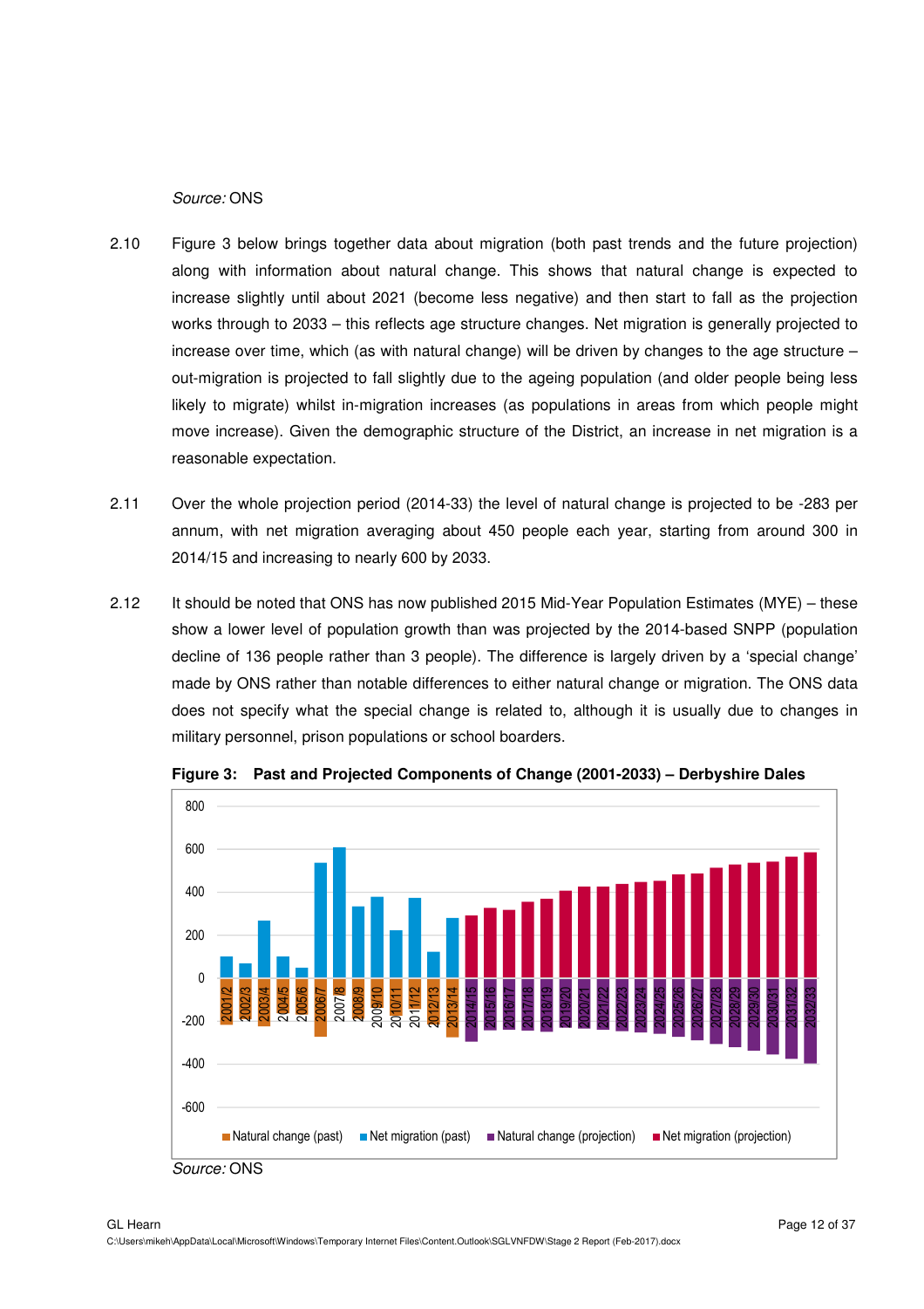*Source:* ONS

2.10 Figure 3 below brings together data about migration (both past trends and the future projection) along with information about natural change. This shows that natural change is expected to increase slightly until about 2021 (become less negative) and then start to fall as the projection works through to 2033 – this reflects age structure changes. Net migration is generally projected to increase over time, which (as with natural change) will be driven by changes to the age structure – out-migration is projected to fall slightly due to the ageing population (and older people being less likely to migrate) whilst in-migration increases (as populations in areas from which people might move increase). Given the demographic structure of the District, an increase in net migration is a reasonable expectation.

2.11 Over the whole projection period (2014-33) the level of natural change is projected to be -283 per annum, with net migration averaging about 450 people each year, starting from around 300 in 2014/15 and increasing to nearly 600 by 2033.

2.12 It should be noted that ONS has now published 2015 Mid-Year Population Estimates (MYE) – these show a lower level of population growth than was projected by the 2014-based SNPP (population decline of 136 people rather than 3 people). The difference is largely driven by a 'special change' made by ONS rather than notable differences to either natural change or migration. The ONS data does not specify what the special change is related to, although it is usually due to changes in military personnel, prison populations or school boarders.

**Figure 3: Past and Projected Components of Change (2001-2033) – Derbyshire Dales**

*Source:* ONS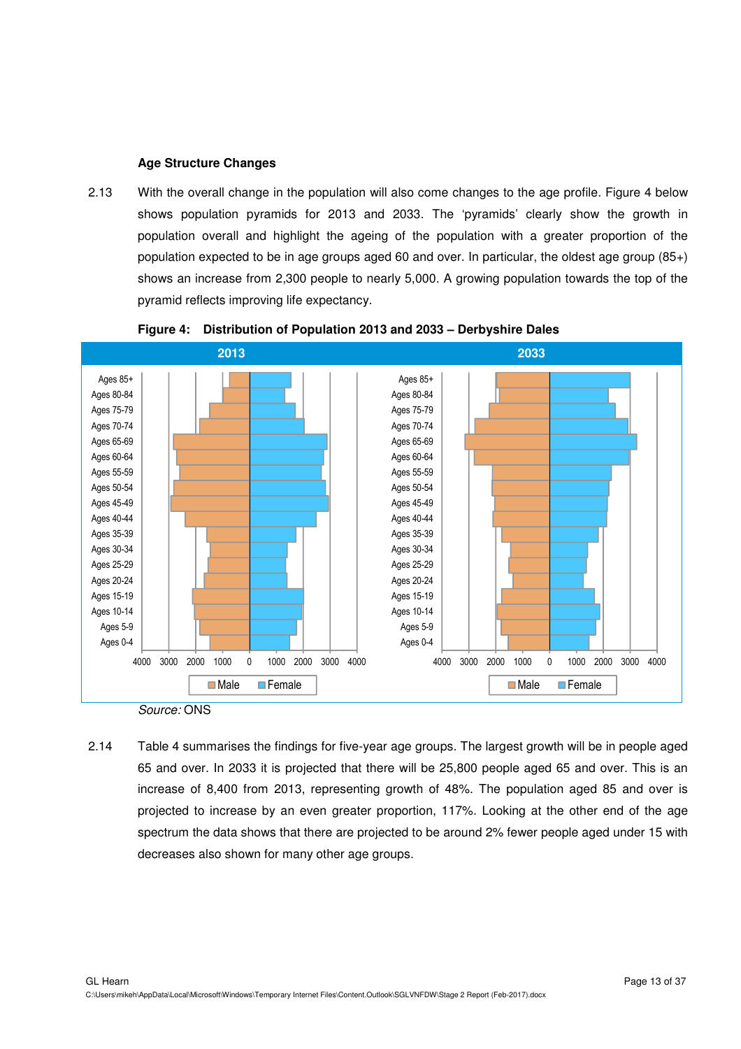### Age Structure Changes

2.13 With the overall change in the population will also come changes to the age profile. Figure 4 below shows population pyramids for 2013 and 2033. The 'pyramids' clearly show the growth in population overall and highlight the ageing of the population with a greater proportion of the population expected to be in age groups aged 60 and over. In particular, the oldest age group (85+) shows an increase from 2,300 people to nearly 5,000. A growing population towards the top of the pyramid reflects improving life expectancy.

**Figure 4: Distribution of Population 2013 and 2033 – Derbyshire Dales**

*Source:* ONS

2.14 Table 4 summarises the findings for five-year age groups. The largest growth will be in people aged 65 and over. In 2033 it is projected that there will be 25,800 people aged 65 and over. This is an increase of 8,400 from 2013, representing growth of 48%. The population aged 85 and over is projected to increase by an even greater proportion, 117%. Looking at the other end of the age spectrum the data shows that there are projected to be around 2% fewer people aged under 15 with decreases also shown for many other age groups.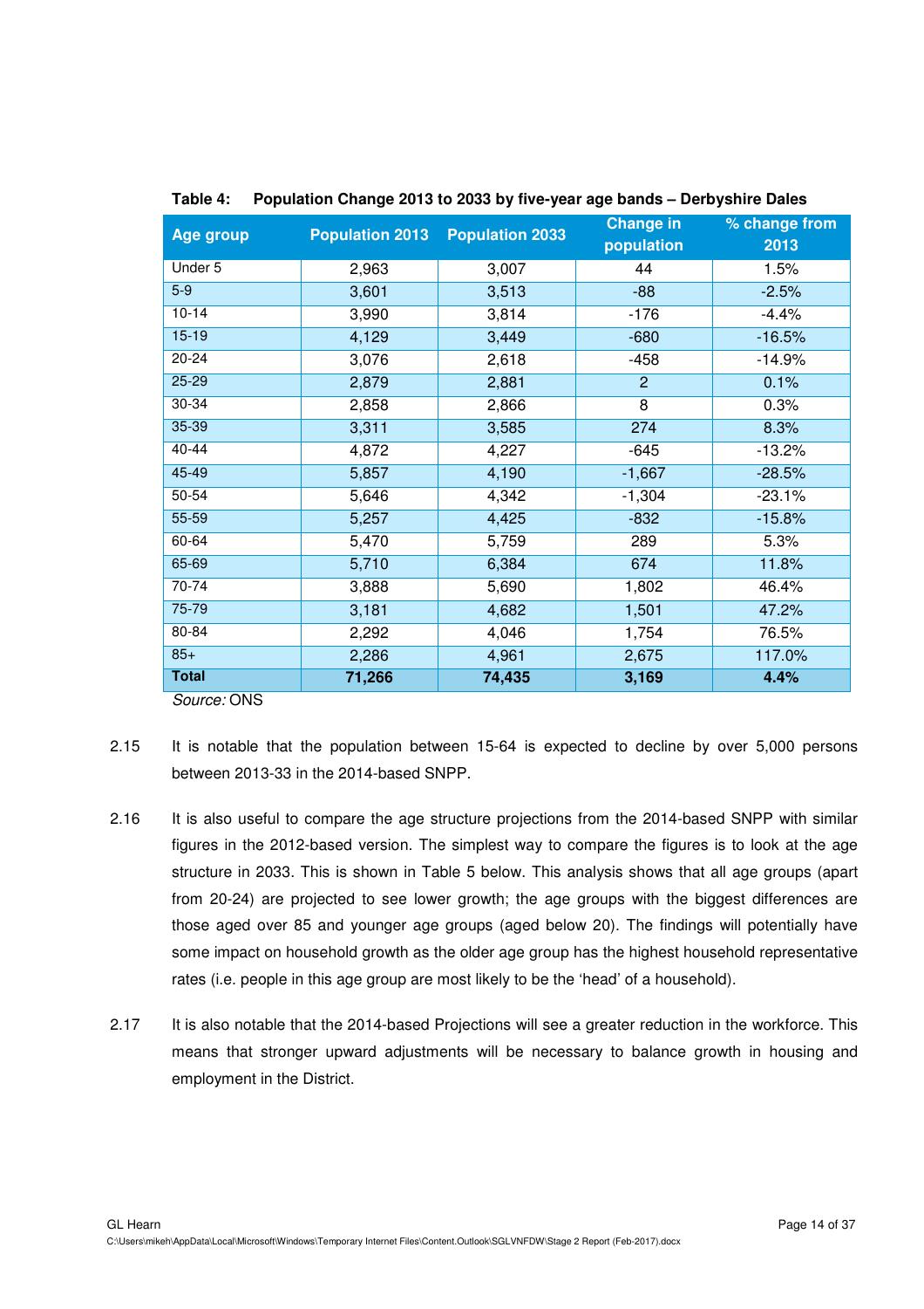**Table 4: Population Change 2013 to 2033 by five-year age bands – Derbyshire Dales**

| Age group | Population 2013 | Population 2033 | Change in population | % change from 2013 |
|---|---|---|---|---|
| Under 5 | 2,963 | 3,007 | 44 | 1.5% |
| 5-9 | 3,601 | 3,513 | -88 | -2.5% |
| 10-14 | 3,990 | 3,814 | -176 | -4.4% |
| 15-19 | 4,129 | 3,449 | -680 | -16.5% |
| 20-24 | 3,076 | 2,618 | -458 | -14.9% |
| 25-29 | 2,879 | 2,881 | 2 | 0.1% |
| 30-34 | 2,858 | 2,866 | 8 | 0.3% |
| 35-39 | 3,311 | 3,585 | 274 | 8.3% |
| 40-44 | 4,872 | 4,227 | -645 | -13.2% |
| 45-49 | 5,857 | 4,190 | -1,667 | -28.5% |
| 50-54 | 5,646 | 4,342 | -1,304 | -23.1% |
| 55-59 | 5,257 | 4,425 | -832 | -15.8% |
| 60-64 | 5,470 | 5,759 | 289 | 5.3% |
| 65-69 | 5,710 | 6,384 | 674 | 11.8% |
| 70-74 | 3,888 | 5,690 | 1,802 | 46.4% |
| 75-79 | 3,181 | 4,682 | 1,501 | 47.2% |
| 80-84 | 2,292 | 4,046 | 1,754 | 76.5% |
| 85+ | 2,286 | 4,961 | 2,675 | 117.0% |
| **Total** | **71,266** | **74,435** | **3,169** | **4.4%** |

*Source:* ONS

2.15 It is notable that the population between 15-64 is expected to decline by over 5,000 persons between 2013-33 in the 2014-based SNPP.

2.16 It is also useful to compare the age structure projections from the 2014-based SNPP with similar figures in the 2012-based version. The simplest way to compare the figures is to look at the age structure in 2033. This is shown in Table 5 below. This analysis shows that all age groups (apart from 20-24) are projected to see lower growth; the age groups with the biggest differences are those aged over 85 and younger age groups (aged below 20). The findings will potentially have some impact on household growth as the older age group has the highest household representative rates (i.e. people in this age group are most likely to be the 'head' of a household).

2.17 It is also notable that the 2014-based Projections will see a greater reduction in the workforce. This means that stronger upward adjustments will be necessary to balance growth in housing and employment in the District.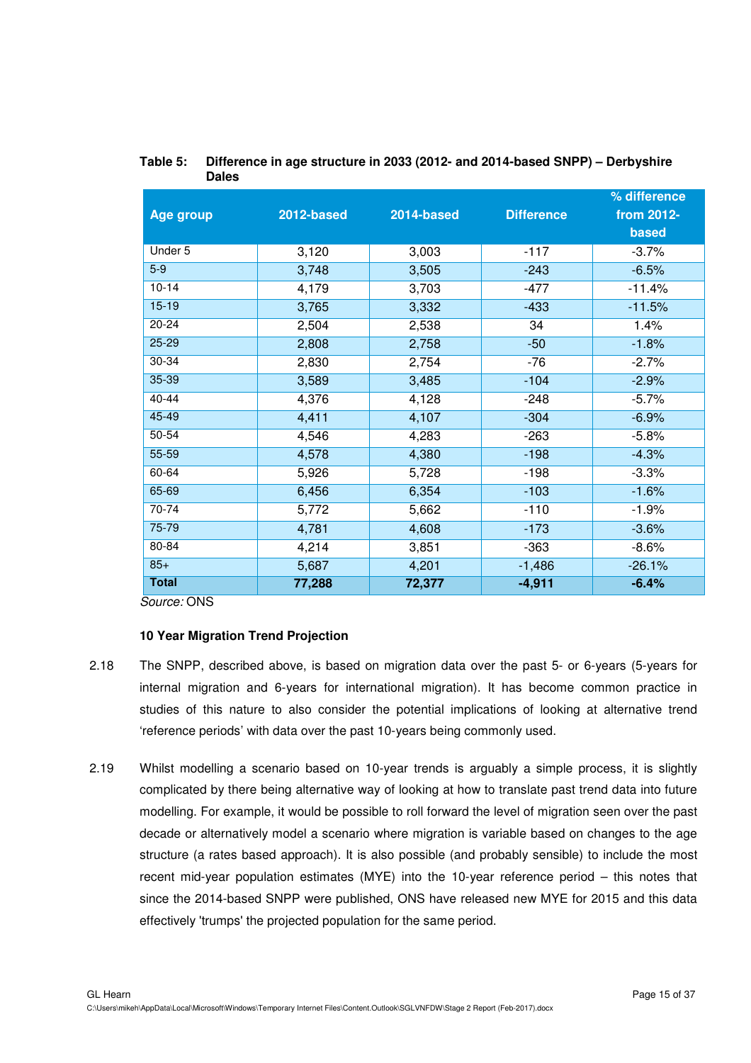**Table 5: Difference in age structure in 2033 (2012- and 2014-based SNPP) – Derbyshire Dales**

| Age group | 2012-based | 2014-based | Difference | % difference from 2012-based |
|---|---|---|---|---|
| Under 5 | 3,120 | 3,003 | -117 | -3.7% |
| 5-9 | 3,748 | 3,505 | -243 | -6.5% |
| 10-14 | 4,179 | 3,703 | -477 | -11.4% |
| 15-19 | 3,765 | 3,332 | -433 | -11.5% |
| 20-24 | 2,504 | 2,538 | 34 | 1.4% |
| 25-29 | 2,808 | 2,758 | -50 | -1.8% |
| 30-34 | 2,830 | 2,754 | -76 | -2.7% |
| 35-39 | 3,589 | 3,485 | -104 | -2.9% |
| 40-44 | 4,376 | 4,128 | -248 | -5.7% |
| 45-49 | 4,411 | 4,107 | -304 | -6.9% |
| 50-54 | 4,546 | 4,283 | -263 | -5.8% |
| 55-59 | 4,578 | 4,380 | -198 | -4.3% |
| 60-64 | 5,926 | 5,728 | -198 | -3.3% |
| 65-69 | 6,456 | 6,354 | -103 | -1.6% |
| 70-74 | 5,772 | 5,662 | -110 | -1.9% |
| 75-79 | 4,781 | 4,608 | -173 | -3.6% |
| 80-84 | 4,214 | 3,851 | -363 | -8.6% |
| 85+ | 5,687 | 4,201 | -1,486 | -26.1% |
| **Total** | **77,288** | **72,377** | **-4,911** | **-6.4%** |

*Source:* ONS

### 10 Year Migration Trend Projection

2.18 The SNPP, described above, is based on migration data over the past 5- or 6-years (5-years for internal migration and 6-years for international migration). It has become common practice in studies of this nature to also consider the potential implications of looking at alternative trend 'reference periods' with data over the past 10-years being commonly used.

2.19 Whilst modelling a scenario based on 10-year trends is arguably a simple process, it is slightly complicated by there being alternative way of looking at how to translate past trend data into future modelling. For example, it would be possible to roll forward the level of migration seen over the past decade or alternatively model a scenario where migration is variable based on changes to the age structure (a rates based approach). It is also possible (and probably sensible) to include the most recent mid-year population estimates (MYE) into the 10-year reference period – this notes that since the 2014-based SNPP were published, ONS have released new MYE for 2015 and this data effectively 'trumps' the projected population for the same period.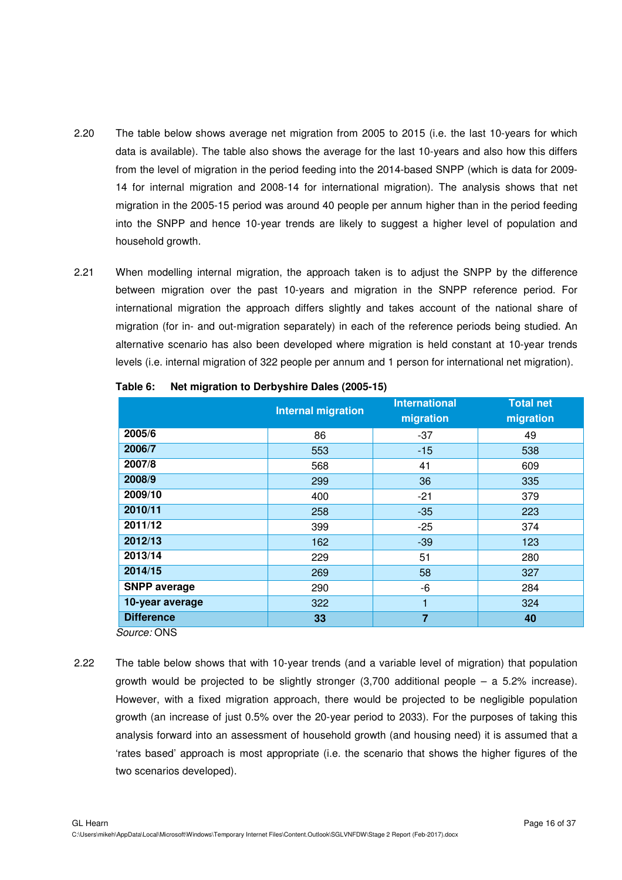2.20 The table below shows average net migration from 2005 to 2015 (i.e. the last 10-years for which data is available). The table also shows the average for the last 10-years and also how this differs from the level of migration in the period feeding into the 2014-based SNPP (which is data for 2009-14 for internal migration and 2008-14 for international migration). The analysis shows that net migration in the 2005-15 period was around 40 people per annum higher than in the period feeding into the SNPP and hence 10-year trends are likely to suggest a higher level of population and household growth.

2.21 When modelling internal migration, the approach taken is to adjust the SNPP by the difference between migration over the past 10-years and migration in the SNPP reference period. For international migration the approach differs slightly and takes account of the national share of migration (for in- and out-migration separately) in each of the reference periods being studied. An alternative scenario has also been developed where migration is held constant at 10-year trends levels (i.e. internal migration of 322 people per annum and 1 person for international net migration).

**Table 6: Net migration to Derbyshire Dales (2005-15)**

| | Internal migration | International migration | Total net migration |
|---|---|---|---|
| **2005/6** | 86 | -37 | 49 |
| **2006/7** | 553 | -15 | 538 |
| **2007/8** | 568 | 41 | 609 |
| **2008/9** | 299 | 36 | 335 |
| **2009/10** | 400 | -21 | 379 |
| **2010/11** | 258 | -35 | 223 |
| **2011/12** | 399 | -25 | 374 |
| **2012/13** | 162 | -39 | 123 |
| **2013/14** | 229 | 51 | 280 |
| **2014/15** | 269 | 58 | 327 |
| **SNPP average** | 290 | -6 | 284 |
| **10-year average** | 322 | 1 | 324 |
| **Difference** | **33** | **7** | **40** |

*Source:* ONS

2.22 The table below shows that with 10-year trends (and a variable level of migration) that population growth would be projected to be slightly stronger (3,700 additional people – a 5.2% increase). However, with a fixed migration approach, there would be projected to be negligible population growth (an increase of just 0.5% over the 20-year period to 2033). For the purposes of taking this analysis forward into an assessment of household growth (and housing need) it is assumed that a 'rates based' approach is most appropriate (i.e. the scenario that shows the higher figures of the two scenarios developed).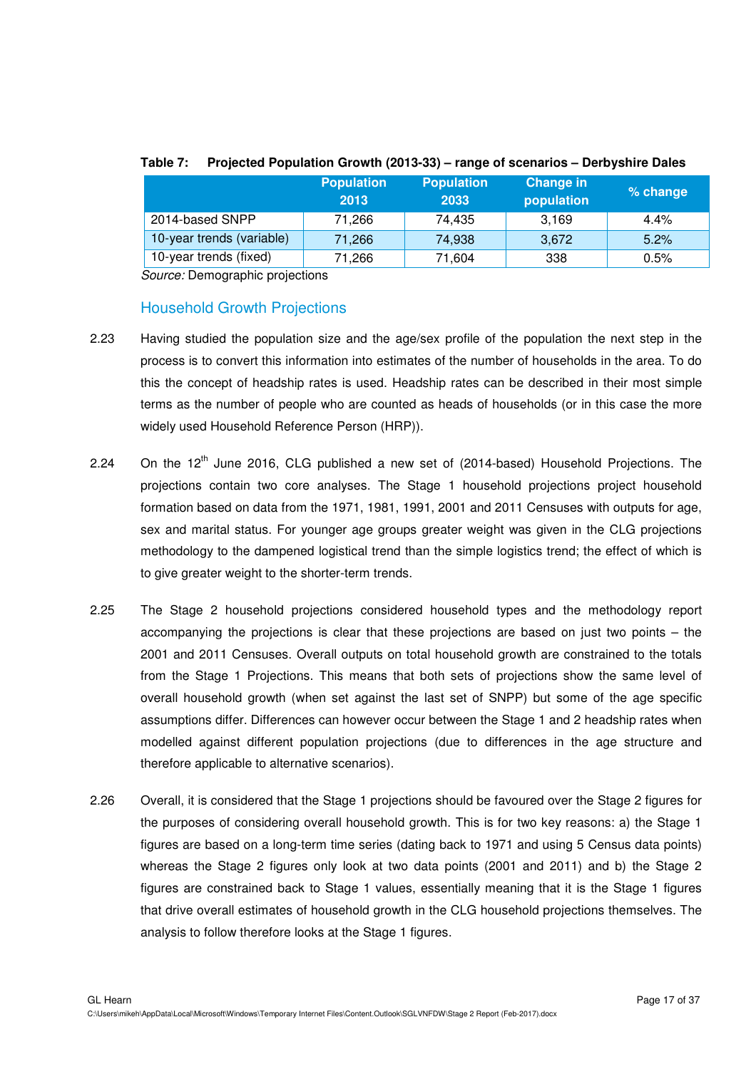**Table 7: Projected Population Growth (2013-33) – range of scenarios – Derbyshire Dales**

| | Population 2013 | Population 2033 | Change in population | % change |
|---|---|---|---|---|
| 2014-based SNPP | 71,266 | 74,435 | 3,169 | 4.4% |
| 10-year trends (variable) | 71,266 | 74,938 | 3,672 | 5.2% |
| 10-year trends (fixed) | 71,266 | 71,604 | 338 | 0.5% |

*Source:* Demographic projections

## Household Growth Projections

2.23 Having studied the population size and the age/sex profile of the population the next step in the process is to convert this information into estimates of the number of households in the area. To do this the concept of headship rates is used. Headship rates can be described in their most simple terms as the number of people who are counted as heads of households (or in this case the more widely used Household Reference Person (HRP)).

2.24 On the 12th June 2016, CLG published a new set of (2014-based) Household Projections. The projections contain two core analyses. The Stage 1 household projections project household formation based on data from the 1971, 1981, 1991, 2001 and 2011 Censuses with outputs for age, sex and marital status. For younger age groups greater weight was given in the CLG projections methodology to the dampened logistical trend than the simple logistics trend; the effect of which is to give greater weight to the shorter-term trends.

2.25 The Stage 2 household projections considered household types and the methodology report accompanying the projections is clear that these projections are based on just two points – the 2001 and 2011 Censuses. Overall outputs on total household growth are constrained to the totals from the Stage 1 Projections. This means that both sets of projections show the same level of overall household growth (when set against the last set of SNPP) but some of the age specific assumptions differ. Differences can however occur between the Stage 1 and 2 headship rates when modelled against different population projections (due to differences in the age structure and therefore applicable to alternative scenarios).

2.26 Overall, it is considered that the Stage 1 projections should be favoured over the Stage 2 figures for the purposes of considering overall household growth. This is for two key reasons: a) the Stage 1 figures are based on a long-term time series (dating back to 1971 and using 5 Census data points) whereas the Stage 2 figures only look at two data points (2001 and 2011) and b) the Stage 2 figures are constrained back to Stage 1 values, essentially meaning that it is the Stage 1 figures that drive overall estimates of household growth in the CLG household projections themselves. The analysis to follow therefore looks at the Stage 1 figures.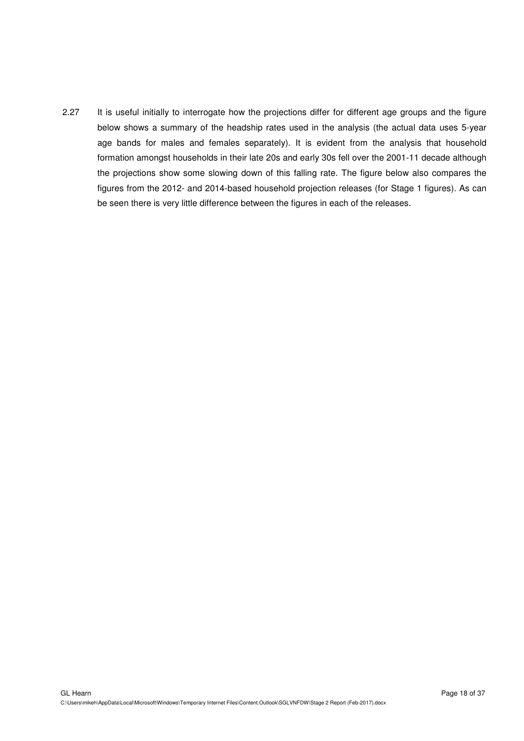2.27 It is useful initially to interrogate how the projections differ for different age groups and the figure below shows a summary of the headship rates used in the analysis (the actual data uses 5-year age bands for males and females separately). It is evident from the analysis that household formation amongst households in their late 20s and early 30s fell over the 2001-11 decade although the projections show some slowing down of this falling rate. The figure below also compares the figures from the 2012- and 2014-based household projection releases (for Stage 1 figures). As can be seen there is very little difference between the figures in each of the releases.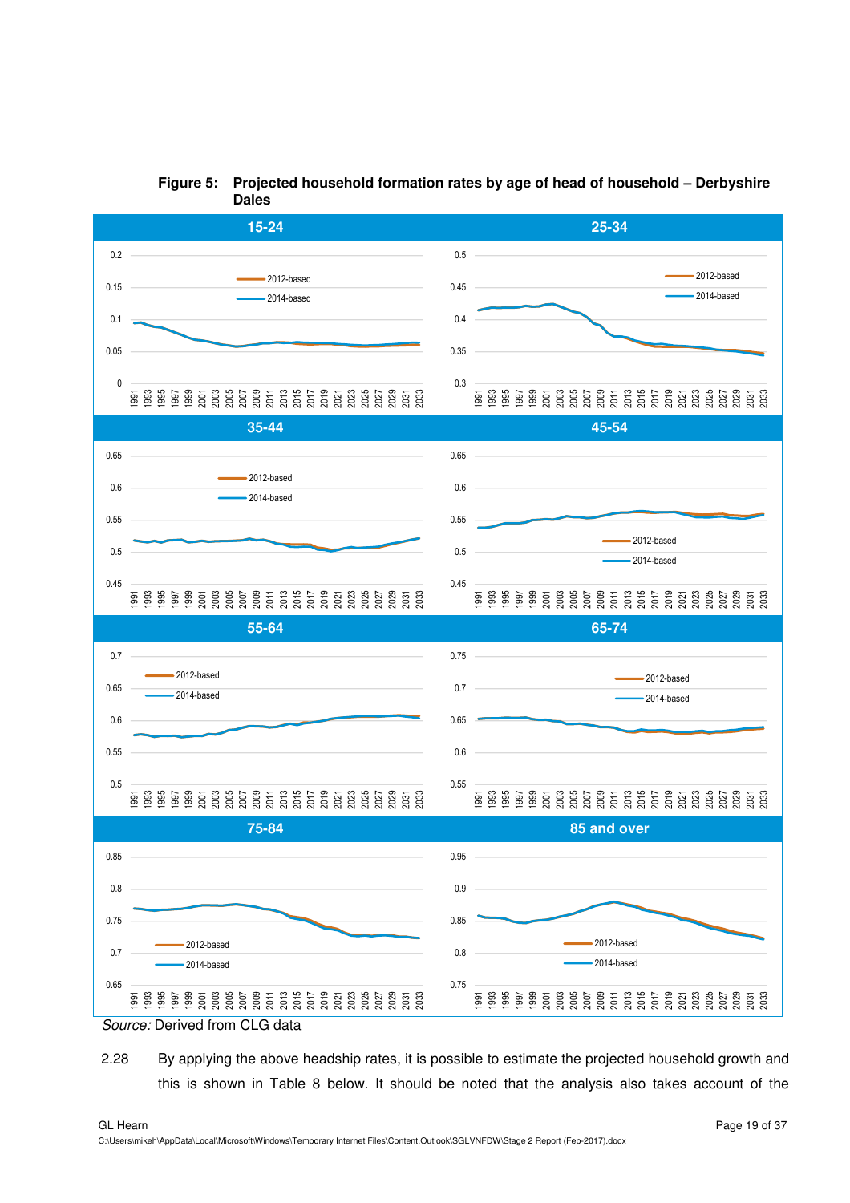**Figure 5: Projected household formation rates by age of head of household – Derbyshire Dales**

*Source:* Derived from CLG data

2.28 By applying the above headship rates, it is possible to estimate the projected household growth and this is shown in Table 8 below. It should be noted that the analysis also takes account of the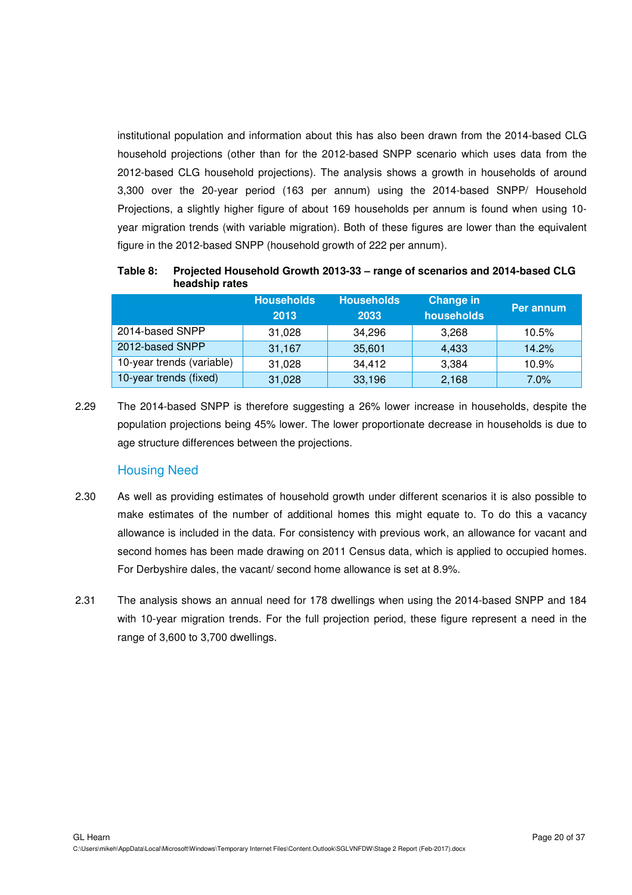institutional population and information about this has also been drawn from the 2014-based CLG household projections (other than for the 2012-based SNPP scenario which uses data from the 2012-based CLG household projections). The analysis shows a growth in households of around 3,300 over the 20-year period (163 per annum) using the 2014-based SNPP/ Household Projections, a slightly higher figure of about 169 households per annum is found when using 10-year migration trends (with variable migration). Both of these figures are lower than the equivalent figure in the 2012-based SNPP (household growth of 222 per annum).

**Table 8: Projected Household Growth 2013-33 – range of scenarios and 2014-based CLG headship rates**

| | Households 2013 | Households 2033 | Change in households | Per annum |
|---|---|---|---|---|
| 2014-based SNPP | 31,028 | 34,296 | 3,268 | 10.5% |
| 2012-based SNPP | 31,167 | 35,601 | 4,433 | 14.2% |
| 10-year trends (variable) | 31,028 | 34,412 | 3,384 | 10.9% |
| 10-year trends (fixed) | 31,028 | 33,196 | 2,168 | 7.0% |

2.29 The 2014-based SNPP is therefore suggesting a 26% lower increase in households, despite the population projections being 45% lower. The lower proportionate decrease in households is due to age structure differences between the projections.

## Housing Need

2.30 As well as providing estimates of household growth under different scenarios it is also possible to make estimates of the number of additional homes this might equate to. To do this a vacancy allowance is included in the data. For consistency with previous work, an allowance for vacant and second homes has been made drawing on 2011 Census data, which is applied to occupied homes. For Derbyshire dales, the vacant/ second home allowance is set at 8.9%.

2.31 The analysis shows an annual need for 178 dwellings when using the 2014-based SNPP and 184 with 10-year migration trends. For the full projection period, these figure represent a need in the range of 3,600 to 3,700 dwellings.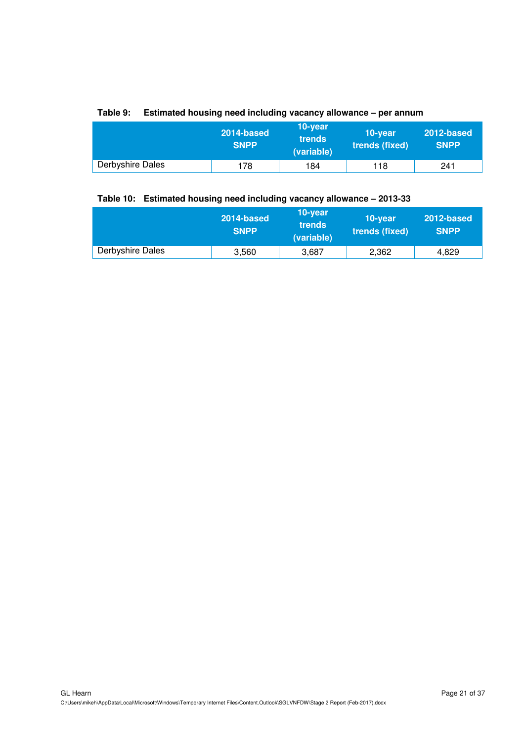**Table 9: Estimated housing need including vacancy allowance – per annum**

| | 2014-based SNPP | 10-year trends (variable) | 10-year trends (fixed) | 2012-based SNPP |
|---|---|---|---|---|
| Derbyshire Dales | 178 | 184 | 118 | 241 |

**Table 10: Estimated housing need including vacancy allowance – 2013-33**

| | 2014-based SNPP | 10-year trends (variable) | 10-year trends (fixed) | 2012-based SNPP |
|---|---|---|---|---|
| Derbyshire Dales | 3,560 | 3,687 | 2,362 | 4,829 |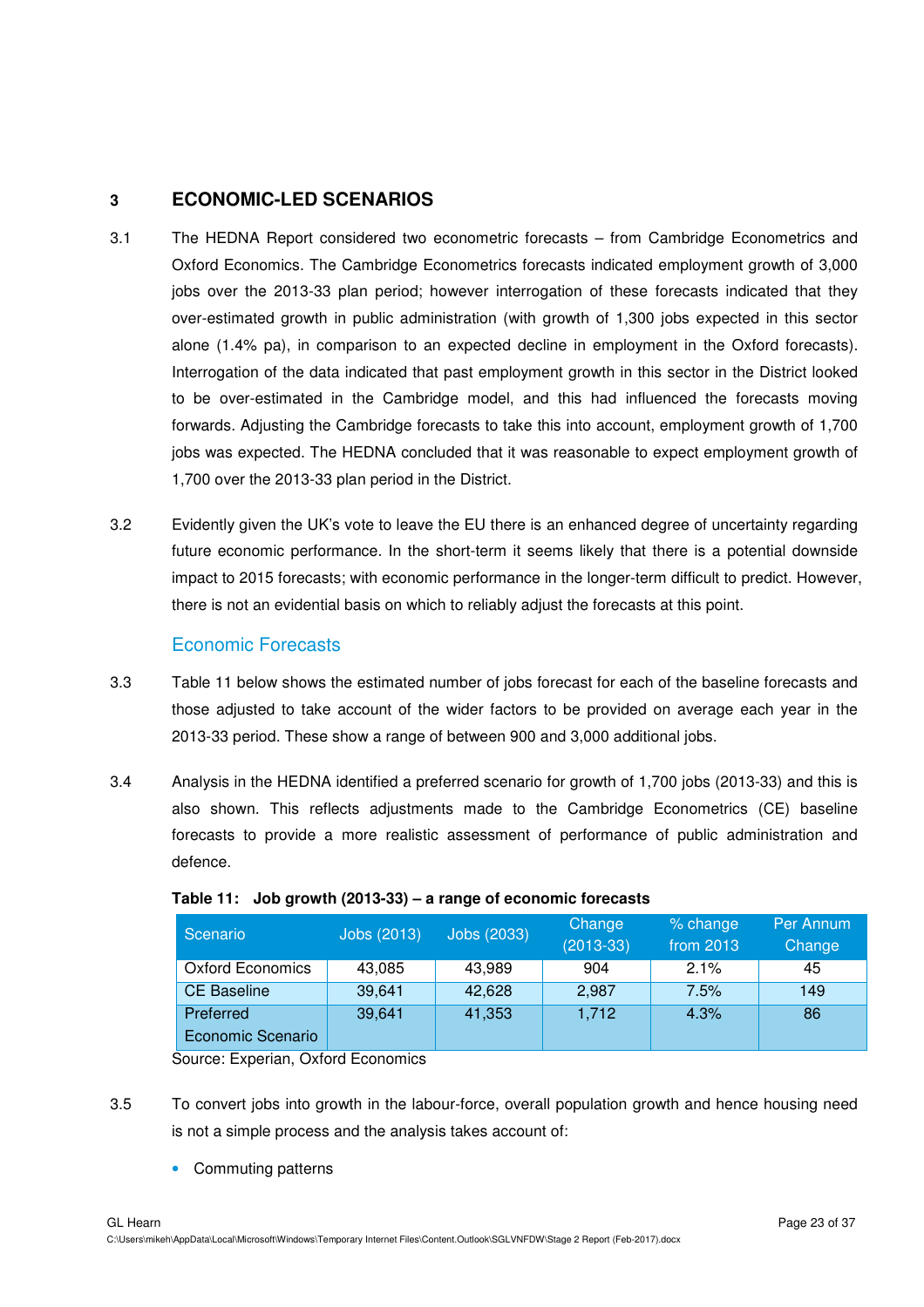## 3 ECONOMIC-LED SCENARIOS

3.1 The HEDNA Report considered two econometric forecasts – from Cambridge Econometrics and Oxford Economics. The Cambridge Econometrics forecasts indicated employment growth of 3,000 jobs over the 2013-33 plan period; however interrogation of these forecasts indicated that they over-estimated growth in public administration (with growth of 1,300 jobs expected in this sector alone (1.4% pa), in comparison to an expected decline in employment in the Oxford forecasts). Interrogation of the data indicated that past employment growth in this sector in the District looked to be over-estimated in the Cambridge model, and this had influenced the forecasts moving forwards. Adjusting the Cambridge forecasts to take this into account, employment growth of 1,700 jobs was expected. The HEDNA concluded that it was reasonable to expect employment growth of 1,700 over the 2013-33 plan period in the District.

3.2 Evidently given the UK's vote to leave the EU there is an enhanced degree of uncertainty regarding future economic performance. In the short-term it seems likely that there is a potential downside impact to 2015 forecasts; with economic performance in the longer-term difficult to predict. However, there is not an evidential basis on which to reliably adjust the forecasts at this point.

### Economic Forecasts

3.3 Table 11 below shows the estimated number of jobs forecast for each of the baseline forecasts and those adjusted to take account of the wider factors to be provided on average each year in the 2013-33 period. These show a range of between 900 and 3,000 additional jobs.

3.4 Analysis in the HEDNA identified a preferred scenario for growth of 1,700 jobs (2013-33) and this is also shown. This reflects adjustments made to the Cambridge Econometrics (CE) baseline forecasts to provide a more realistic assessment of performance of public administration and defence.

**Table 11: Job growth (2013-33) – a range of economic forecasts**

| Scenario | Jobs (2013) | Jobs (2033) | Change (2013-33) | % change from 2013 | Per Annum Change |
|---|---|---|---|---|---|
| Oxford Economics | 43,085 | 43,989 | 904 | 2.1% | 45 |
| CE Baseline | 39,641 | 42,628 | 2,987 | 7.5% | 149 |
| Preferred Economic Scenario | 39,641 | 41,353 | 1,712 | 4.3% | 86 |

Source: Experian, Oxford Economics

3.5 To convert jobs into growth in the labour-force, overall population growth and hence housing need is not a simple process and the analysis takes account of:

- Commuting patterns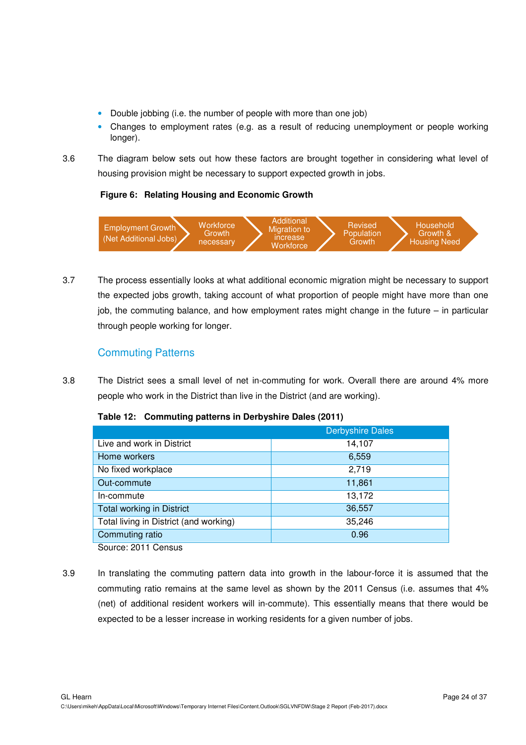- Double jobbing (i.e. the number of people with more than one job)
- Changes to employment rates (e.g. as a result of reducing unemployment or people working longer).

3.6 The diagram below sets out how these factors are brought together in considering what level of housing provision might be necessary to support expected growth in jobs.

**Figure 6: Relating Housing and Economic Growth**

Employment Growth (Net Additional Jobs) → Workforce Growth necessary → Additional Migration to increase Workforce → Revised Population Growth → Household Growth & Housing Need

3.7 The process essentially looks at what additional economic migration might be necessary to support the expected jobs growth, taking account of what proportion of people might have more than one job, the commuting balance, and how employment rates might change in the future – in particular through people working for longer.

## Commuting Patterns

3.8 The District sees a small level of net in-commuting for work. Overall there are around 4% more people who work in the District than live in the District (and are working).

**Table 12: Commuting patterns in Derbyshire Dales (2011)**

| | Derbyshire Dales |
|---|---|
| Live and work in District | 14,107 |
| Home workers | 6,559 |
| No fixed workplace | 2,719 |
| Out-commute | 11,861 |
| In-commute | 13,172 |
| Total working in District | 36,557 |
| Total living in District (and working) | 35,246 |
| Commuting ratio | 0.96 |

Source: 2011 Census

3.9 In translating the commuting pattern data into growth in the labour-force it is assumed that the commuting ratio remains at the same level as shown by the 2011 Census (i.e. assumes that 4% (net) of additional resident workers will in-commute). This essentially means that there would be expected to be a lesser increase in working residents for a given number of jobs.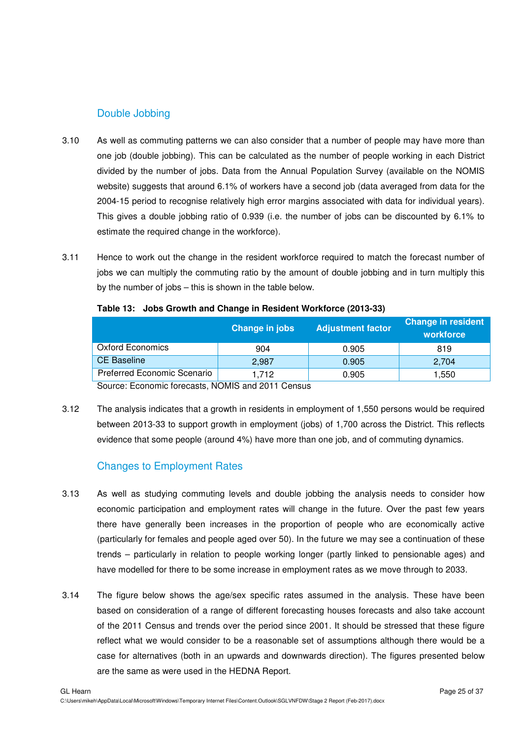## Double Jobbing

3.10 As well as commuting patterns we can also consider that a number of people may have more than one job (double jobbing). This can be calculated as the number of people working in each District divided by the number of jobs. Data from the Annual Population Survey (available on the NOMIS website) suggests that around 6.1% of workers have a second job (data averaged from data for the 2004-15 period to recognise relatively high error margins associated with data for individual years). This gives a double jobbing ratio of 0.939 (i.e. the number of jobs can be discounted by 6.1% to estimate the required change in the workforce).

3.11 Hence to work out the change in the resident workforce required to match the forecast number of jobs we can multiply the commuting ratio by the amount of double jobbing and in turn multiply this by the number of jobs – this is shown in the table below.

**Table 13: Jobs Growth and Change in Resident Workforce (2013-33)**

| | Change in jobs | Adjustment factor | Change in resident workforce |
|---|---|---|---|
| Oxford Economics | 904 | 0.905 | 819 |
| CE Baseline | 2,987 | 0.905 | 2,704 |
| Preferred Economic Scenario | 1,712 | 0.905 | 1,550 |

Source: Economic forecasts, NOMIS and 2011 Census

3.12 The analysis indicates that a growth in residents in employment of 1,550 persons would be required between 2013-33 to support growth in employment (jobs) of 1,700 across the District. This reflects evidence that some people (around 4%) have more than one job, and of commuting dynamics.

## Changes to Employment Rates

3.13 As well as studying commuting levels and double jobbing the analysis needs to consider how economic participation and employment rates will change in the future. Over the past few years there have generally been increases in the proportion of people who are economically active (particularly for females and people aged over 50). In the future we may see a continuation of these trends – particularly in relation to people working longer (partly linked to pensionable ages) and have modelled for there to be some increase in employment rates as we move through to 2033.

3.14 The figure below shows the age/sex specific rates assumed in the analysis. These have been based on consideration of a range of different forecasting houses forecasts and also take account of the 2011 Census and trends over the period since 2001. It should be stressed that these figure reflect what we would consider to be a reasonable set of assumptions although there would be a case for alternatives (both in an upwards and downwards direction). The figures presented below are the same as were used in the HEDNA Report.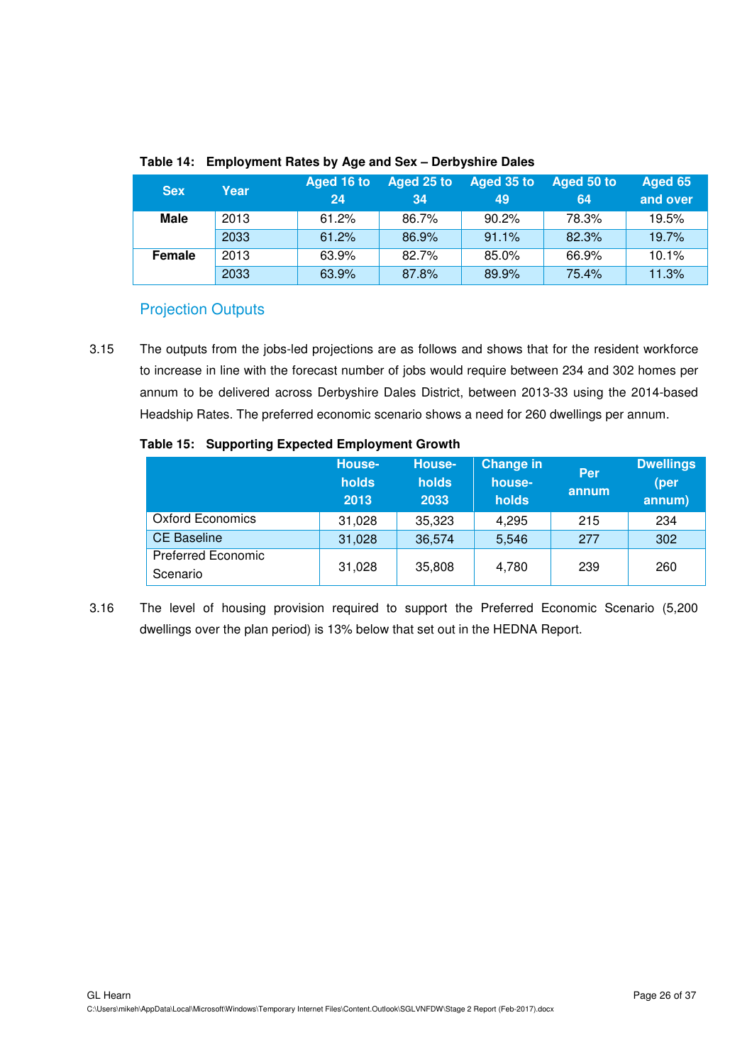**Table 14: Employment Rates by Age and Sex – Derbyshire Dales**

| Sex | Year | Aged 16 to 24 | Aged 25 to 34 | Aged 35 to 49 | Aged 50 to 64 | Aged 65 and over |
|---|---|---|---|---|---|---|
| **Male** | 2013 | 61.2% | 86.7% | 90.2% | 78.3% | 19.5% |
| | 2033 | 61.2% | 86.9% | 91.1% | 82.3% | 19.7% |
| **Female** | 2013 | 63.9% | 82.7% | 85.0% | 66.9% | 10.1% |
| | 2033 | 63.9% | 87.8% | 89.9% | 75.4% | 11.3% |

## Projection Outputs

3.15 The outputs from the jobs-led projections are as follows and shows that for the resident workforce to increase in line with the forecast number of jobs would require between 234 and 302 homes per annum to be delivered across Derbyshire Dales District, between 2013-33 using the 2014-based Headship Rates. The preferred economic scenario shows a need for 260 dwellings per annum.

**Table 15: Supporting Expected Employment Growth**

| | Households 2013 | Households 2033 | Change in households | Per annum | Dwellings (per annum) |
|---|---|---|---|---|---|
| Oxford Economics | 31,028 | 35,323 | 4,295 | 215 | 234 |
| CE Baseline | 31,028 | 36,574 | 5,546 | 277 | 302 |
| Preferred Economic Scenario | 31,028 | 35,808 | 4,780 | 239 | 260 |

3.16 The level of housing provision required to support the Preferred Economic Scenario (5,200 dwellings over the plan period) is 13% below that set out in the HEDNA Report.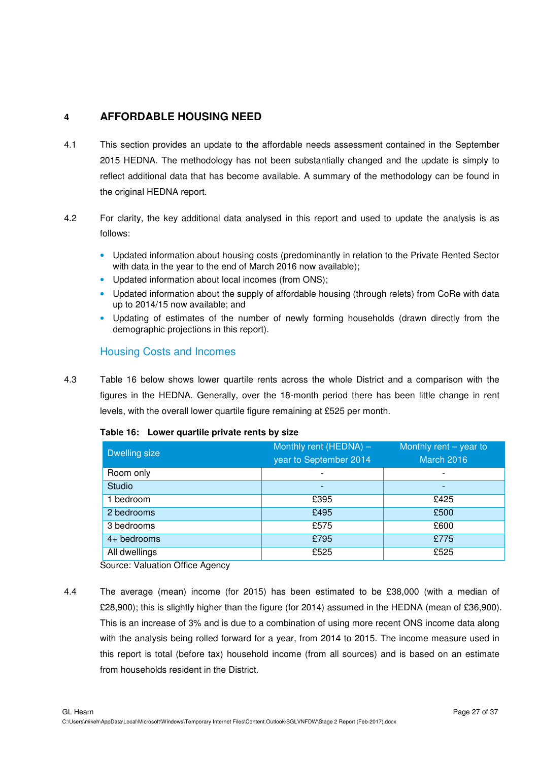# 4 AFFORDABLE HOUSING NEED

4.1 This section provides an update to the affordable needs assessment contained in the September 2015 HEDNA. The methodology has not been substantially changed and the update is simply to reflect additional data that has become available. A summary of the methodology can be found in the original HEDNA report.

4.2 For clarity, the key additional data analysed in this report and used to update the analysis is as follows:

- Updated information about housing costs (predominantly in relation to the Private Rented Sector with data in the year to the end of March 2016 now available);
- Updated information about local incomes (from ONS);
- Updated information about the supply of affordable housing (through relets) from CoRe with data up to 2014/15 now available; and
- Updating of estimates of the number of newly forming households (drawn directly from the demographic projections in this report).

## Housing Costs and Incomes

4.3 Table 16 below shows lower quartile rents across the whole District and a comparison with the figures in the HEDNA. Generally, over the 18-month period there has been little change in rent levels, with the overall lower quartile figure remaining at £525 per month.

**Table 16: Lower quartile private rents by size**

| Dwelling size | Monthly rent (HEDNA) – year to September 2014 | Monthly rent – year to March 2016 |
|---|---|---|
| Room only | - | - |
| Studio | - | - |
| 1 bedroom | £395 | £425 |
| 2 bedrooms | £495 | £500 |
| 3 bedrooms | £575 | £600 |
| 4+ bedrooms | £795 | £775 |
| All dwellings | £525 | £525 |

Source: Valuation Office Agency

4.4 The average (mean) income (for 2015) has been estimated to be £38,000 (with a median of £28,900); this is slightly higher than the figure (for 2014) assumed in the HEDNA (mean of £36,900). This is an increase of 3% and is due to a combination of using more recent ONS income data along with the analysis being rolled forward for a year, from 2014 to 2015. The income measure used in this report is total (before tax) household income (from all sources) and is based on an estimate from households resident in the District.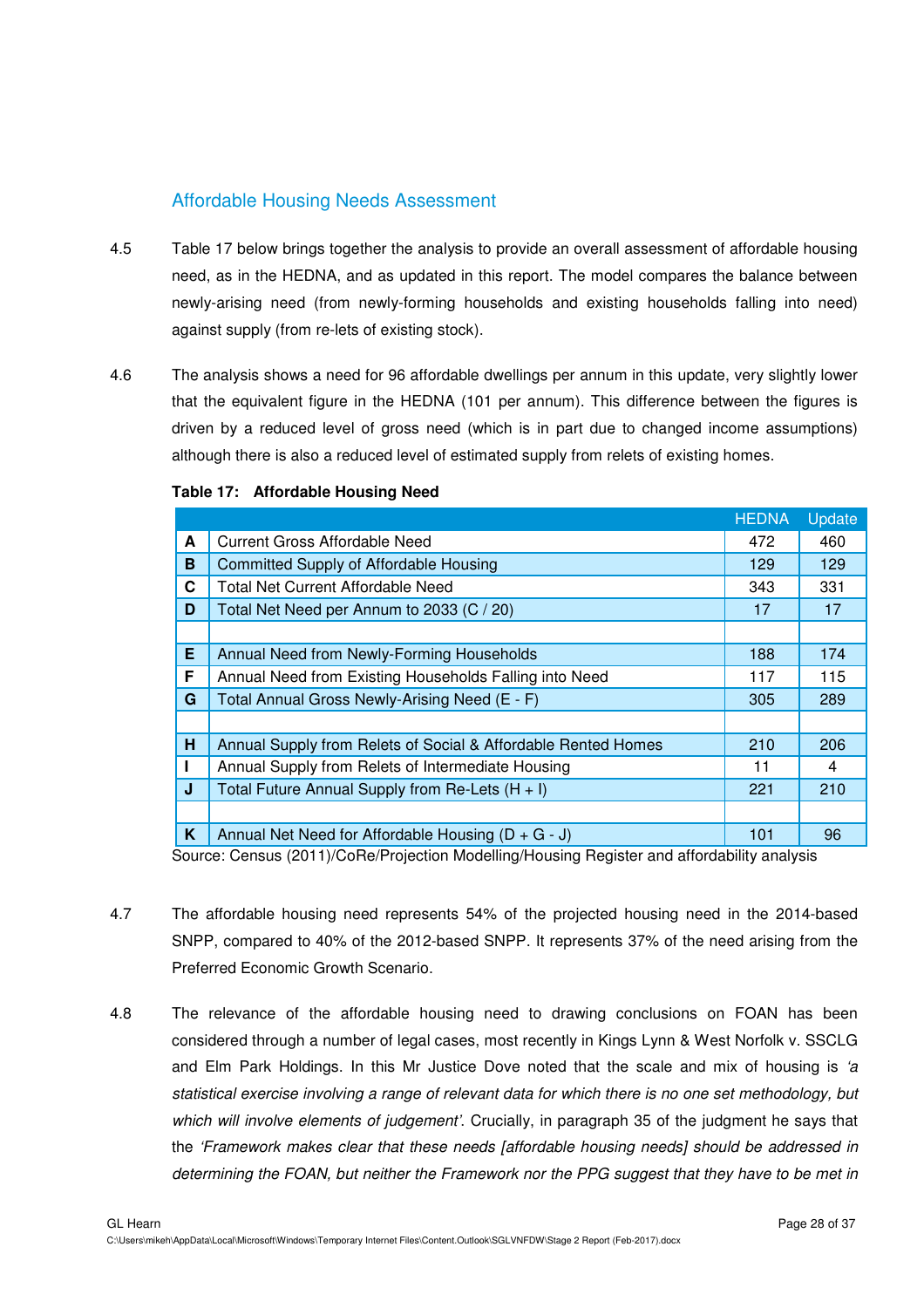## Affordable Housing Needs Assessment

4.5 Table 17 below brings together the analysis to provide an overall assessment of affordable housing need, as in the HEDNA, and as updated in this report. The model compares the balance between newly-arising need (from newly-forming households and existing households falling into need) against supply (from re-lets of existing stock).

4.6 The analysis shows a need for 96 affordable dwellings per annum in this update, very slightly lower that the equivalent figure in the HEDNA (101 per annum). This difference between the figures is driven by a reduced level of gross need (which is in part due to changed income assumptions) although there is also a reduced level of estimated supply from relets of existing homes.

**Table 17: Affordable Housing Need**

| | | HEDNA | Update |
|---|---|---|---|
| **A** | Current Gross Affordable Need | 472 | 460 |
| **B** | Committed Supply of Affordable Housing | 129 | 129 |
| **C** | Total Net Current Affordable Need | 343 | 331 |
| **D** | Total Net Need per Annum to 2033 (C / 20) | 17 | 17 |
| | | | |
| **E** | Annual Need from Newly-Forming Households | 188 | 174 |
| **F** | Annual Need from Existing Households Falling into Need | 117 | 115 |
| **G** | Total Annual Gross Newly-Arising Need (E - F) | 305 | 289 |
| | | | |
| **H** | Annual Supply from Relets of Social & Affordable Rented Homes | 210 | 206 |
| **I** | Annual Supply from Relets of Intermediate Housing | 11 | 4 |
| **J** | Total Future Annual Supply from Re-Lets (H + I) | 221 | 210 |
| | | | |
| **K** | Annual Net Need for Affordable Housing (D + G - J) | 101 | 96 |

Source: Census (2011)/CoRe/Projection Modelling/Housing Register and affordability analysis

4.7 The affordable housing need represents 54% of the projected housing need in the 2014-based SNPP, compared to 40% of the 2012-based SNPP. It represents 37% of the need arising from the Preferred Economic Growth Scenario.

4.8 The relevance of the affordable housing need to drawing conclusions on FOAN has been considered through a number of legal cases, most recently in Kings Lynn & West Norfolk v. SSCLG and Elm Park Holdings. In this Mr Justice Dove noted that the scale and mix of housing is *'a statistical exercise involving a range of relevant data for which there is no one set methodology, but which will involve elements of judgement'*. Crucially, in paragraph 35 of the judgment he says that the *'Framework makes clear that these needs [affordable housing needs] should be addressed in determining the FOAN, but neither the Framework nor the PPG suggest that they have to be met in*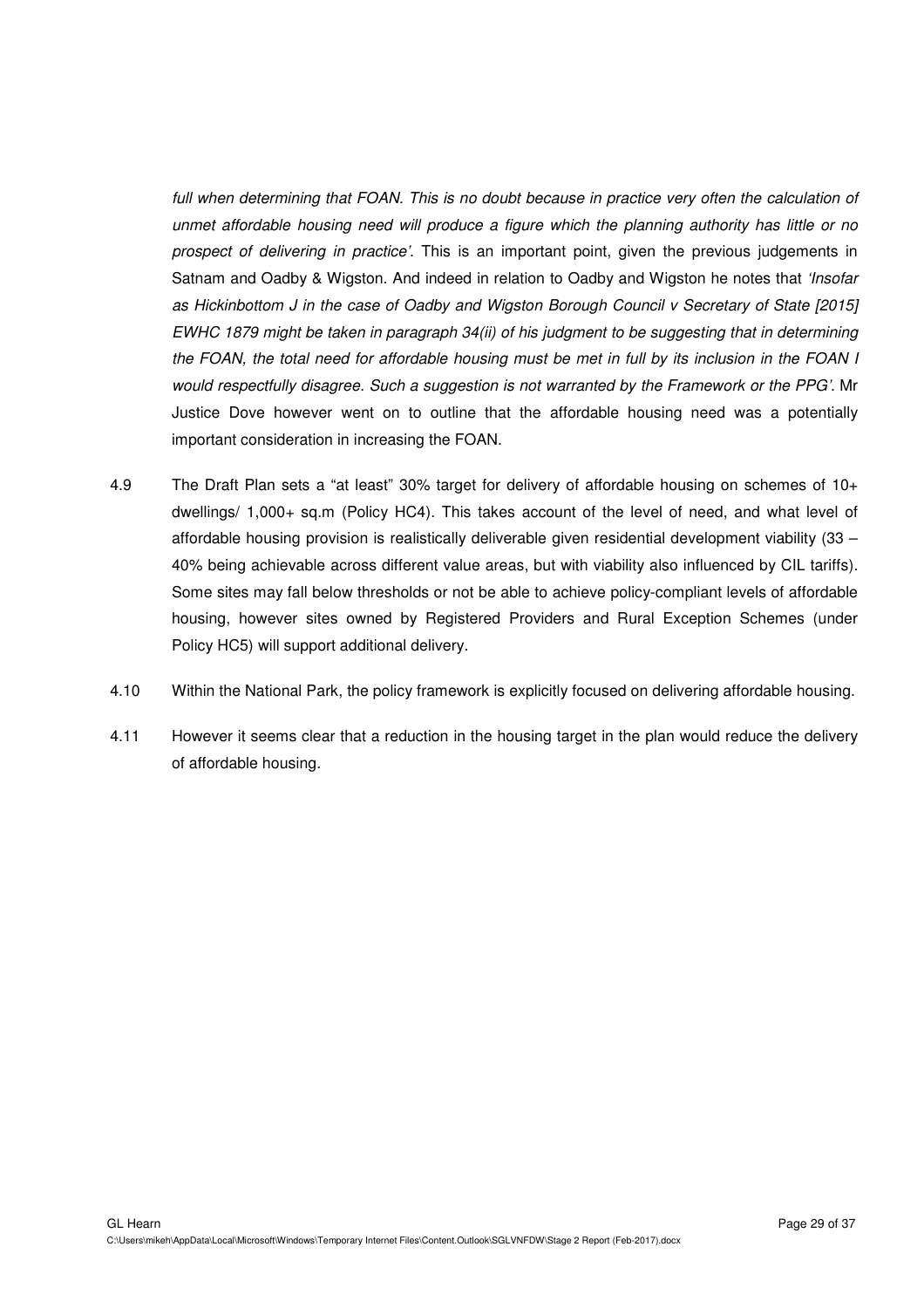*full when determining that FOAN. This is no doubt because in practice very often the calculation of unmet affordable housing need will produce a figure which the planning authority has little or no prospect of delivering in practice'*. This is an important point, given the previous judgements in Satnam and Oadby & Wigston. And indeed in relation to Oadby and Wigston he notes that *'Insofar as Hickinbottom J in the case of Oadby and Wigston Borough Council v Secretary of State [2015] EWHC 1879 might be taken in paragraph 34(ii) of his judgment to be suggesting that in determining the FOAN, the total need for affordable housing must be met in full by its inclusion in the FOAN I would respectfully disagree. Such a suggestion is not warranted by the Framework or the PPG'*. Mr Justice Dove however went on to outline that the affordable housing need was a potentially important consideration in increasing the FOAN.

4.9 The Draft Plan sets a "at least" 30% target for delivery of affordable housing on schemes of 10+ dwellings/ 1,000+ sq.m (Policy HC4). This takes account of the level of need, and what level of affordable housing provision is realistically deliverable given residential development viability (33 – 40% being achievable across different value areas, but with viability also influenced by CIL tariffs). Some sites may fall below thresholds or not be able to achieve policy-compliant levels of affordable housing, however sites owned by Registered Providers and Rural Exception Schemes (under Policy HC5) will support additional delivery.

4.10 Within the National Park, the policy framework is explicitly focused on delivering affordable housing.

4.11 However it seems clear that a reduction in the housing target in the plan would reduce the delivery of affordable housing.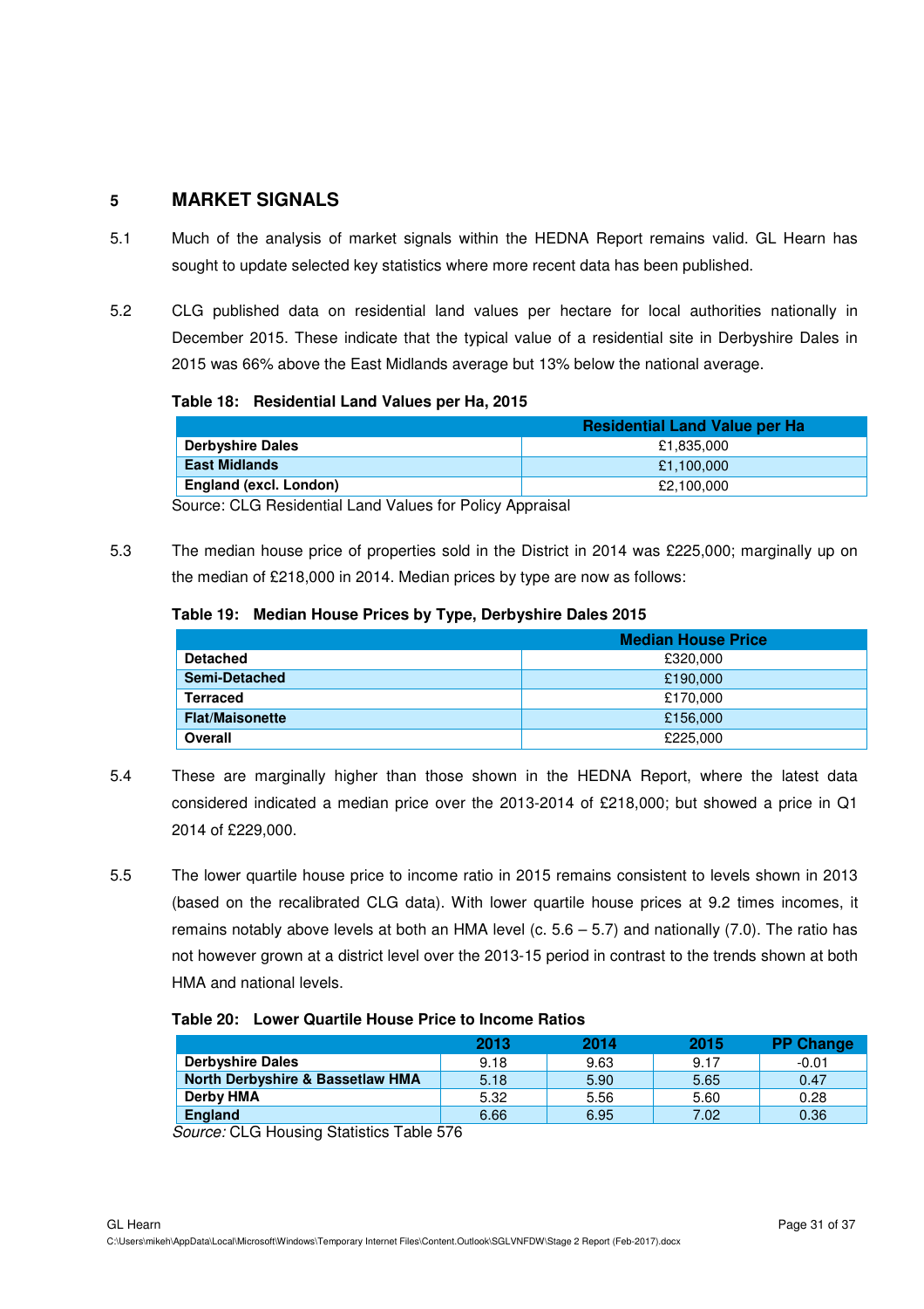## 5 MARKET SIGNALS

5.1 Much of the analysis of market signals within the HEDNA Report remains valid. GL Hearn has sought to update selected key statistics where more recent data has been published.

5.2 CLG published data on residential land values per hectare for local authorities nationally in December 2015. These indicate that the typical value of a residential site in Derbyshire Dales in 2015 was 66% above the East Midlands average but 13% below the national average.

**Table 18: Residential Land Values per Ha, 2015**

| | Residential Land Value per Ha |
|---|---|
| **Derbyshire Dales** | £1,835,000 |
| **East Midlands** | £1,100,000 |
| **England (excl. London)** | £2,100,000 |

Source: CLG Residential Land Values for Policy Appraisal

5.3 The median house price of properties sold in the District in 2014 was £225,000; marginally up on the median of £218,000 in 2014. Median prices by type are now as follows:

**Table 19: Median House Prices by Type, Derbyshire Dales 2015**

| | Median House Price |
|---|---|
| **Detached** | £320,000 |
| **Semi-Detached** | £190,000 |
| **Terraced** | £170,000 |
| **Flat/Maisonette** | £156,000 |
| **Overall** | £225,000 |

5.4 These are marginally higher than those shown in the HEDNA Report, where the latest data considered indicated a median price over the 2013-2014 of £218,000; but showed a price in Q1 2014 of £229,000.

5.5 The lower quartile house price to income ratio in 2015 remains consistent to levels shown in 2013 (based on the recalibrated CLG data). With lower quartile house prices at 9.2 times incomes, it remains notably above levels at both an HMA level (c. 5.6 – 5.7) and nationally (7.0). The ratio has not however grown at a district level over the 2013-15 period in contrast to the trends shown at both HMA and national levels.

**Table 20: Lower Quartile House Price to Income Ratios**

| | 2013 | 2014 | 2015 | PP Change |
|---|---|---|---|---|
| **Derbyshire Dales** | 9.18 | 9.63 | 9.17 | -0.01 |
| **North Derbyshire & Bassetlaw HMA** | 5.18 | 5.90 | 5.65 | 0.47 |
| **Derby HMA** | 5.32 | 5.56 | 5.60 | 0.28 |
| **England** | 6.66 | 6.95 | 7.02 | 0.36 |

*Source:* CLG Housing Statistics Table 576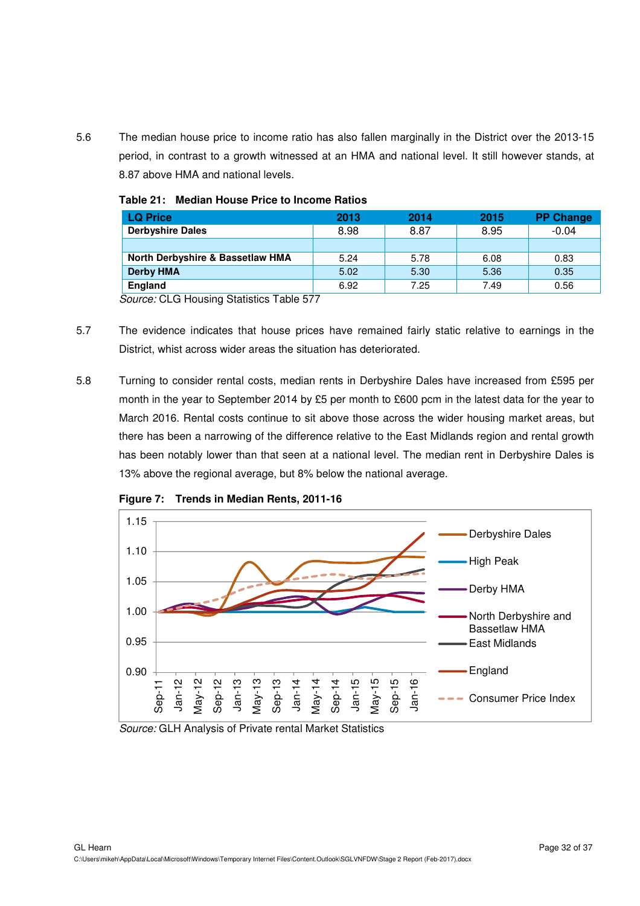5.6 The median house price to income ratio has also fallen marginally in the District over the 2013-15 period, in contrast to a growth witnessed at an HMA and national level. It still however stands, at 8.87 above HMA and national levels.

**Table 21: Median House Price to Income Ratios**

| LQ Price | 2013 | 2014 | 2015 | PP Change |
|---|---|---|---|---|
| **Derbyshire Dales** | 8.98 | 8.87 | 8.95 | -0.04 |
| | | | | |
| **North Derbyshire & Bassetlaw HMA** | 5.24 | 5.78 | 6.08 | 0.83 |
| **Derby HMA** | 5.02 | 5.30 | 5.36 | 0.35 |
| **England** | 6.92 | 7.25 | 7.49 | 0.56 |

*Source:* CLG Housing Statistics Table 577

5.7 The evidence indicates that house prices have remained fairly static relative to earnings in the District, whist across wider areas the situation has deteriorated.

5.8 Turning to consider rental costs, median rents in Derbyshire Dales have increased from £595 per month in the year to September 2014 by £5 per month to £600 pcm in the latest data for the year to March 2016. Rental costs continue to sit above those across the wider housing market areas, but there has been a narrowing of the difference relative to the East Midlands region and rental growth has been notably lower than that seen at a national level. The median rent in Derbyshire Dales is 13% above the regional average, but 8% below the national average.

**Figure 7: Trends in Median Rents, 2011-16**

*Source:* GLH Analysis of Private rental Market Statistics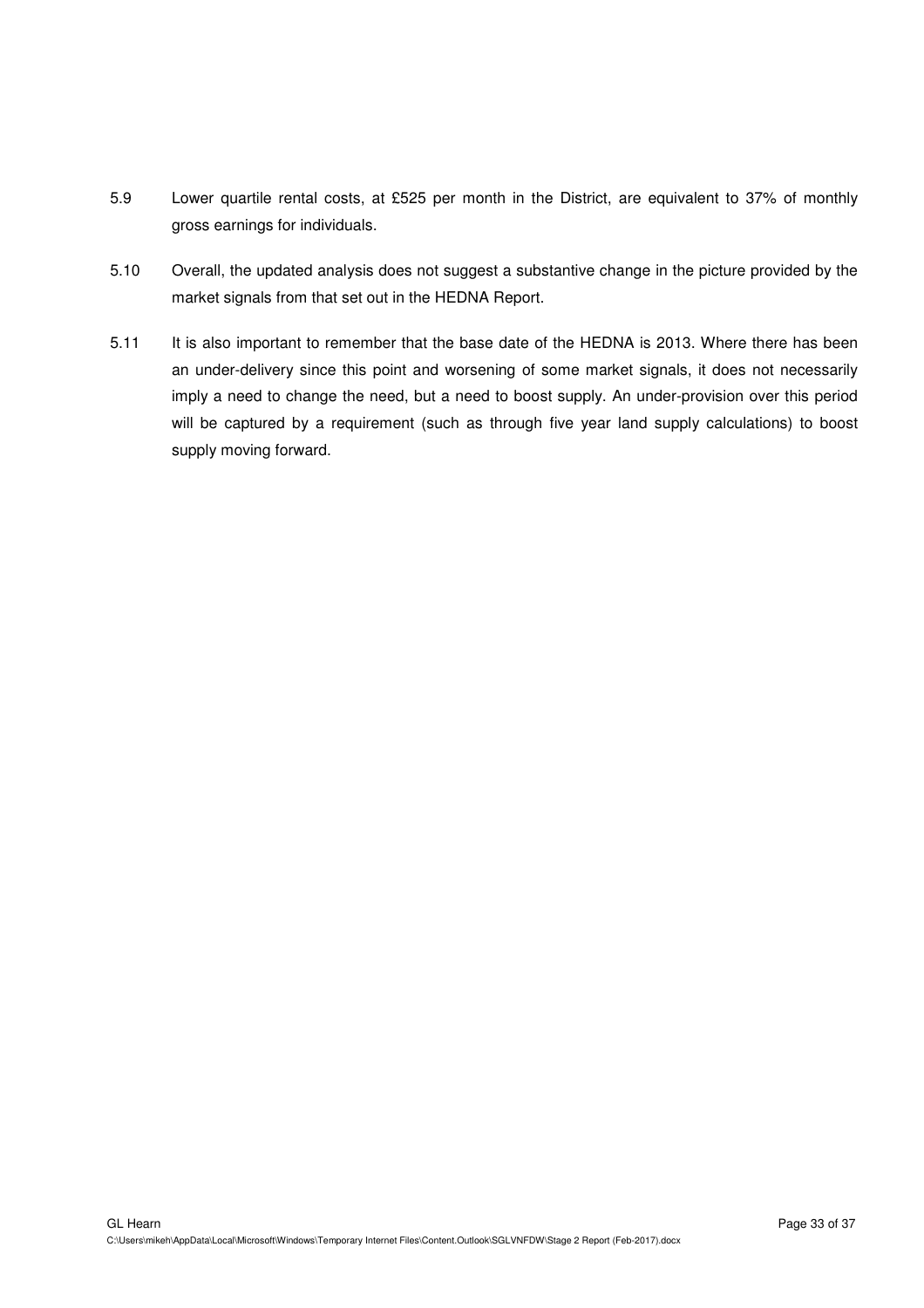5.9 Lower quartile rental costs, at £525 per month in the District, are equivalent to 37% of monthly gross earnings for individuals.

5.10 Overall, the updated analysis does not suggest a substantive change in the picture provided by the market signals from that set out in the HEDNA Report.

5.11 It is also important to remember that the base date of the HEDNA is 2013. Where there has been an under-delivery since this point and worsening of some market signals, it does not necessarily imply a need to change the need, but a need to boost supply. An under-provision over this period will be captured by a requirement (such as through five year land supply calculations) to boost supply moving forward.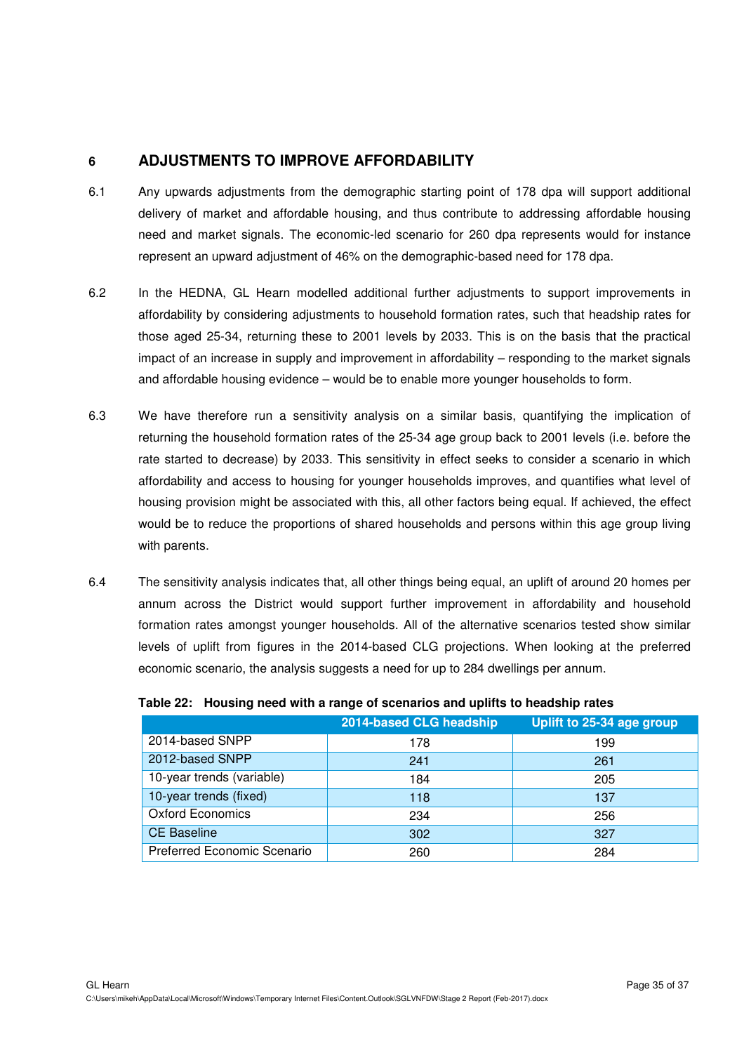## 6 ADJUSTMENTS TO IMPROVE AFFORDABILITY

6.1 Any upwards adjustments from the demographic starting point of 178 dpa will support additional delivery of market and affordable housing, and thus contribute to addressing affordable housing need and market signals. The economic-led scenario for 260 dpa represents would for instance represent an upward adjustment of 46% on the demographic-based need for 178 dpa.

6.2 In the HEDNA, GL Hearn modelled additional further adjustments to support improvements in affordability by considering adjustments to household formation rates, such that headship rates for those aged 25-34, returning these to 2001 levels by 2033. This is on the basis that the practical impact of an increase in supply and improvement in affordability – responding to the market signals and affordable housing evidence – would be to enable more younger households to form.

6.3 We have therefore run a sensitivity analysis on a similar basis, quantifying the implication of returning the household formation rates of the 25-34 age group back to 2001 levels (i.e. before the rate started to decrease) by 2033. This sensitivity in effect seeks to consider a scenario in which affordability and access to housing for younger households improves, and quantifies what level of housing provision might be associated with this, all other factors being equal. If achieved, the effect would be to reduce the proportions of shared households and persons within this age group living with parents.

6.4 The sensitivity analysis indicates that, all other things being equal, an uplift of around 20 homes per annum across the District would support further improvement in affordability and household formation rates amongst younger households. All of the alternative scenarios tested show similar levels of uplift from figures in the 2014-based CLG projections. When looking at the preferred economic scenario, the analysis suggests a need for up to 284 dwellings per annum.

**Table 22: Housing need with a range of scenarios and uplifts to headship rates**

| | 2014-based CLG headship | Uplift to 25-34 age group |
|---|---|---|
| 2014-based SNPP | 178 | 199 |
| 2012-based SNPP | 241 | 261 |
| 10-year trends (variable) | 184 | 205 |
| 10-year trends (fixed) | 118 | 137 |
| Oxford Economics | 234 | 256 |
| CE Baseline | 302 | 327 |
| Preferred Economic Scenario | 260 | 284 |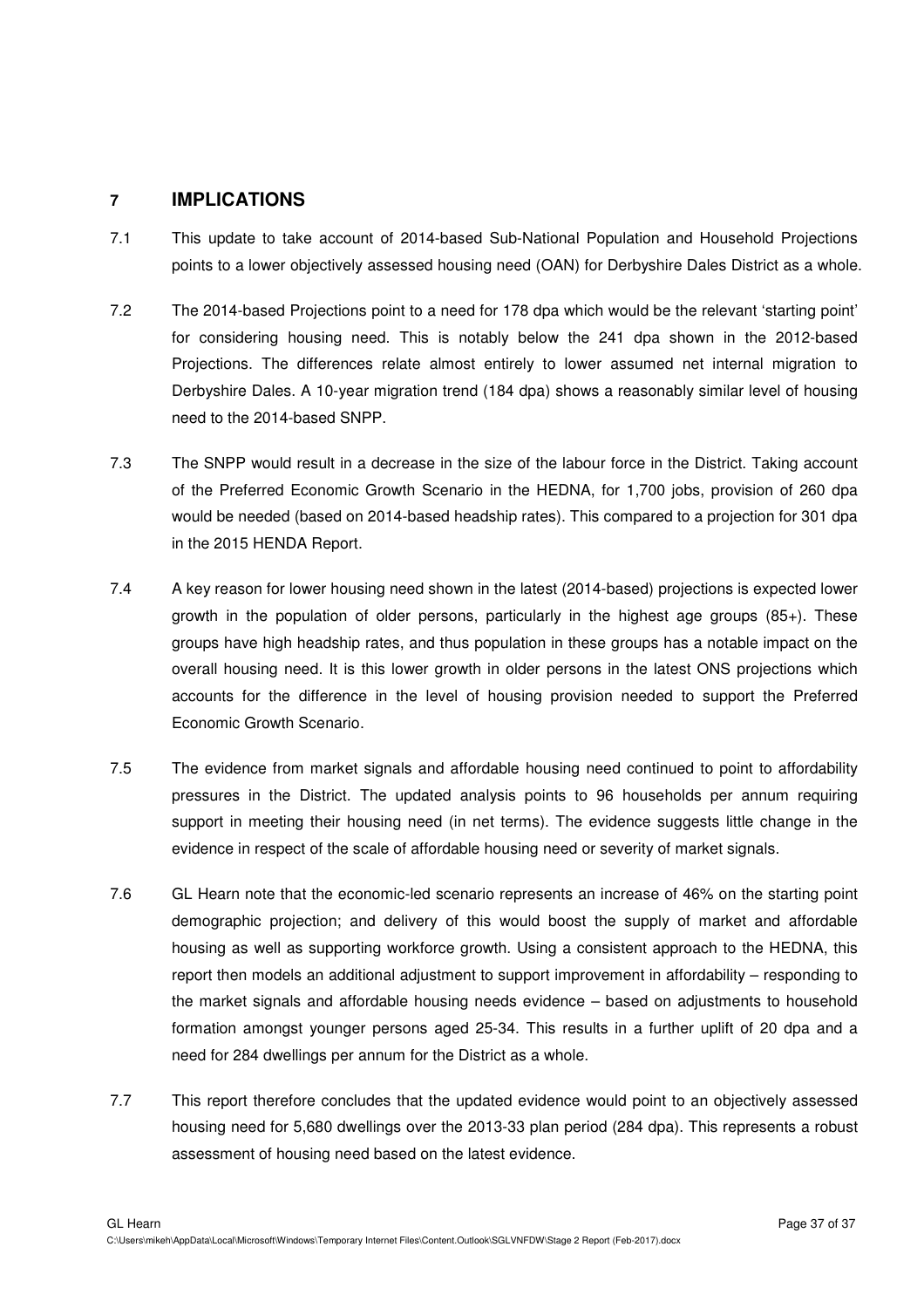## 7 IMPLICATIONS

7.1 This update to take account of 2014-based Sub-National Population and Household Projections points to a lower objectively assessed housing need (OAN) for Derbyshire Dales District as a whole.

7.2 The 2014-based Projections point to a need for 178 dpa which would be the relevant 'starting point' for considering housing need. This is notably below the 241 dpa shown in the 2012-based Projections. The differences relate almost entirely to lower assumed net internal migration to Derbyshire Dales. A 10-year migration trend (184 dpa) shows a reasonably similar level of housing need to the 2014-based SNPP.

7.3 The SNPP would result in a decrease in the size of the labour force in the District. Taking account of the Preferred Economic Growth Scenario in the HEDNA, for 1,700 jobs, provision of 260 dpa would be needed (based on 2014-based headship rates). This compared to a projection for 301 dpa in the 2015 HENDA Report.

7.4 A key reason for lower housing need shown in the latest (2014-based) projections is expected lower growth in the population of older persons, particularly in the highest age groups (85+). These groups have high headship rates, and thus population in these groups has a notable impact on the overall housing need. It is this lower growth in older persons in the latest ONS projections which accounts for the difference in the level of housing provision needed to support the Preferred Economic Growth Scenario.

7.5 The evidence from market signals and affordable housing need continued to point to affordability pressures in the District. The updated analysis points to 96 households per annum requiring support in meeting their housing need (in net terms). The evidence suggests little change in the evidence in respect of the scale of affordable housing need or severity of market signals.

7.6 GL Hearn note that the economic-led scenario represents an increase of 46% on the starting point demographic projection; and delivery of this would boost the supply of market and affordable housing as well as supporting workforce growth. Using a consistent approach to the HEDNA, this report then models an additional adjustment to support improvement in affordability – responding to the market signals and affordable housing needs evidence – based on adjustments to household formation amongst younger persons aged 25-34. This results in a further uplift of 20 dpa and a need for 284 dwellings per annum for the District as a whole.

7.7 This report therefore concludes that the updated evidence would point to an objectively assessed housing need for 5,680 dwellings over the 2013-33 plan period (284 dpa). This represents a robust assessment of housing need based on the latest evidence.